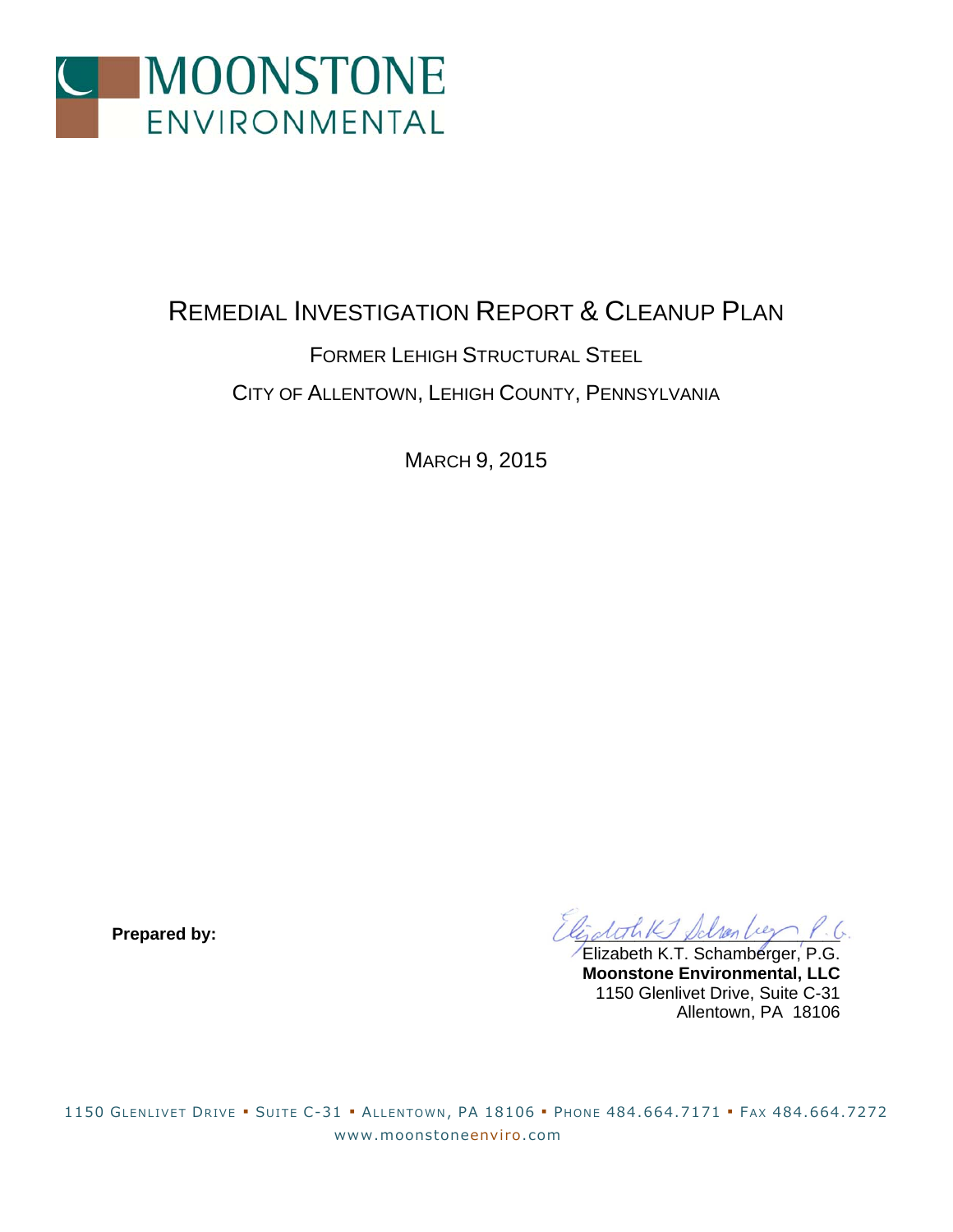# MOONSTONE ENVIRONMENTAL

# REMEDIAL INVESTIGATION REPORT & CLEANUP PLAN

## FORMER LEHIGH STRUCTURAL STEEL

## CITY OF ALLENTOWN, LEHIGH COUNTY, PENNSYLVANIA

MARCH 9, 2015

**Prepared by:**

Elizabeth K.T. Schamberger, P.G.
**Moonstone Environmental, LLC**
1150 Glenlivet Drive, Suite C-31
Allentown, PA 18106

1150 GLENLIVET DRIVE ▪ SUITE C-31 ▪ ALLENTOWN, PA 18106 ▪ PHONE 484.664.7171 ▪ FAX 484.664.7272
www.moonstoneenviro.com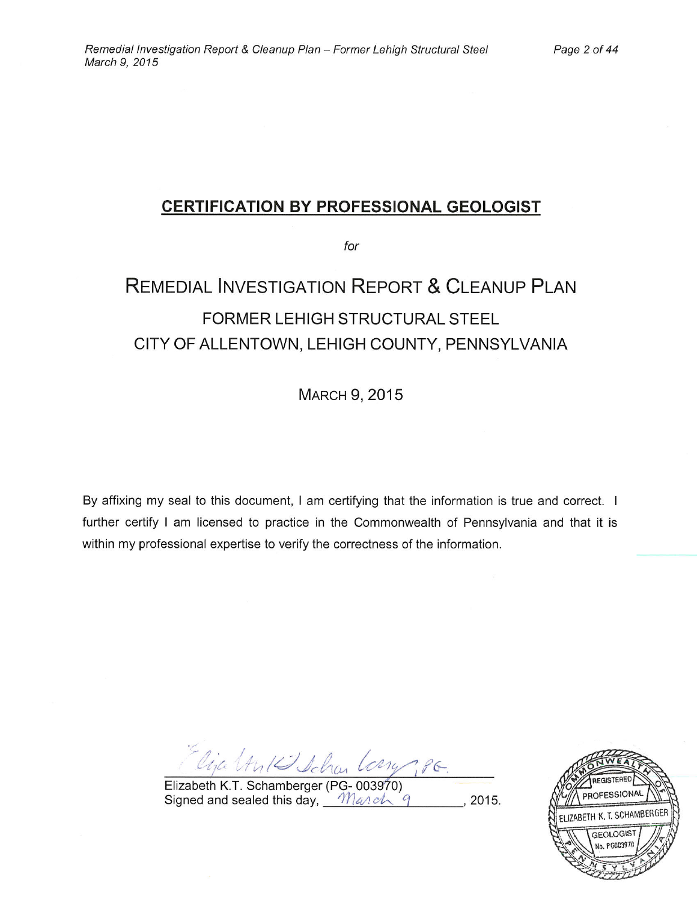## CERTIFICATION BY PROFESSIONAL GEOLOGIST

*for*

# REMEDIAL INVESTIGATION REPORT & CLEANUP PLAN

## FORMER LEHIGH STRUCTURAL STEEL
## CITY OF ALLENTOWN, LEHIGH COUNTY, PENNSYLVANIA

MARCH 9, 2015

By affixing my seal to this document, I am certifying that the information is true and correct. I further certify I am licensed to practice in the Commonwealth of Pennsylvania and that it is within my professional expertise to verify the correctness of the information.

Elizabeth K.T. Schamberger (PG- 003970)
Signed and sealed this day, March 9, 2015.

COMMONWEALTH OF PENNSYLVANIA
REGISTERED PROFESSIONAL
ELIZABETH K. T. SCHAMBERGER
GEOLOGIST
No. PG003970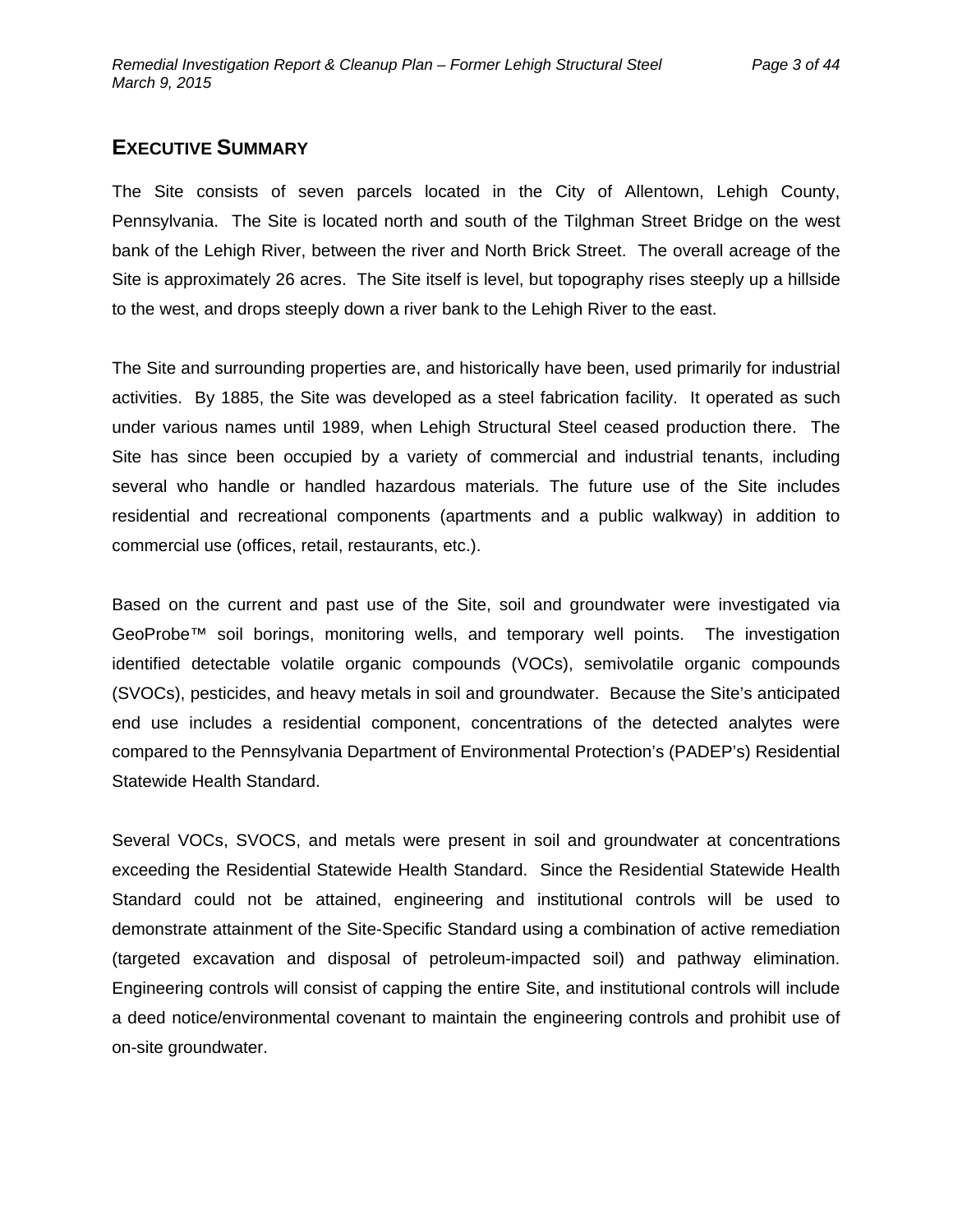## Executive Summary

The Site consists of seven parcels located in the City of Allentown, Lehigh County, Pennsylvania. The Site is located north and south of the Tilghman Street Bridge on the west bank of the Lehigh River, between the river and North Brick Street. The overall acreage of the Site is approximately 26 acres. The Site itself is level, but topography rises steeply up a hillside to the west, and drops steeply down a river bank to the Lehigh River to the east.

The Site and surrounding properties are, and historically have been, used primarily for industrial activities. By 1885, the Site was developed as a steel fabrication facility. It operated as such under various names until 1989, when Lehigh Structural Steel ceased production there. The Site has since been occupied by a variety of commercial and industrial tenants, including several who handle or handled hazardous materials. The future use of the Site includes residential and recreational components (apartments and a public walkway) in addition to commercial use (offices, retail, restaurants, etc.).

Based on the current and past use of the Site, soil and groundwater were investigated via GeoProbe™ soil borings, monitoring wells, and temporary well points. The investigation identified detectable volatile organic compounds (VOCs), semivolatile organic compounds (SVOCs), pesticides, and heavy metals in soil and groundwater. Because the Site's anticipated end use includes a residential component, concentrations of the detected analytes were compared to the Pennsylvania Department of Environmental Protection's (PADEP's) Residential Statewide Health Standard.

Several VOCs, SVOCS, and metals were present in soil and groundwater at concentrations exceeding the Residential Statewide Health Standard. Since the Residential Statewide Health Standard could not be attained, engineering and institutional controls will be used to demonstrate attainment of the Site-Specific Standard using a combination of active remediation (targeted excavation and disposal of petroleum-impacted soil) and pathway elimination. Engineering controls will consist of capping the entire Site, and institutional controls will include a deed notice/environmental covenant to maintain the engineering controls and prohibit use of on-site groundwater.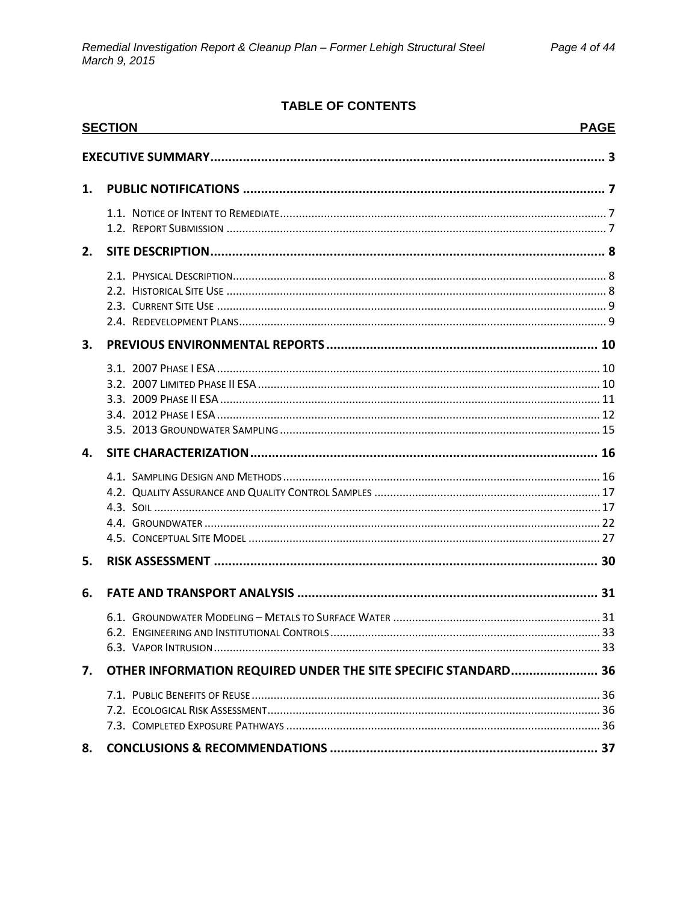## TABLE OF CONTENTS

| SECTION | PAGE |
|---|---|
| **EXECUTIVE SUMMARY** | **3** |
| **1. PUBLIC NOTIFICATIONS** | **7** |
| 1.1. Notice of Intent to Remediate | 7 |
| 1.2. Report Submission | 7 |
| **2. SITE DESCRIPTION** | **8** |
| 2.1. Physical Description | 8 |
| 2.2. Historical Site Use | 8 |
| 2.3. Current Site Use | 9 |
| 2.4. Redevelopment Plans | 9 |
| **3. PREVIOUS ENVIRONMENTAL REPORTS** | **10** |
| 3.1. 2007 Phase I ESA | 10 |
| 3.2. 2007 Limited Phase II ESA | 10 |
| 3.3. 2009 Phase II ESA | 11 |
| 3.4. 2012 Phase I ESA | 12 |
| 3.5. 2013 Groundwater Sampling | 15 |
| **4. SITE CHARACTERIZATION** | **16** |
| 4.1. Sampling Design and Methods | 16 |
| 4.2. Quality Assurance and Quality Control Samples | 17 |
| 4.3. Soil | 17 |
| 4.4. Groundwater | 22 |
| 4.5. Conceptual Site Model | 27 |
| **5. RISK ASSESSMENT** | **30** |
| **6. FATE AND TRANSPORT ANALYSIS** | **31** |
| 6.1. Groundwater Modeling – Metals to Surface Water | 31 |
| 6.2. Engineering and Institutional Controls | 33 |
| 6.3. Vapor Intrusion | 33 |
| **7. OTHER INFORMATION REQUIRED UNDER THE SITE SPECIFIC STANDARD** | **36** |
| 7.1. Public Benefits of Reuse | 36 |
| 7.2. Ecological Risk Assessment | 36 |
| 7.3. Completed Exposure Pathways | 36 |
| **8. CONCLUSIONS & RECOMMENDATIONS** | **37** |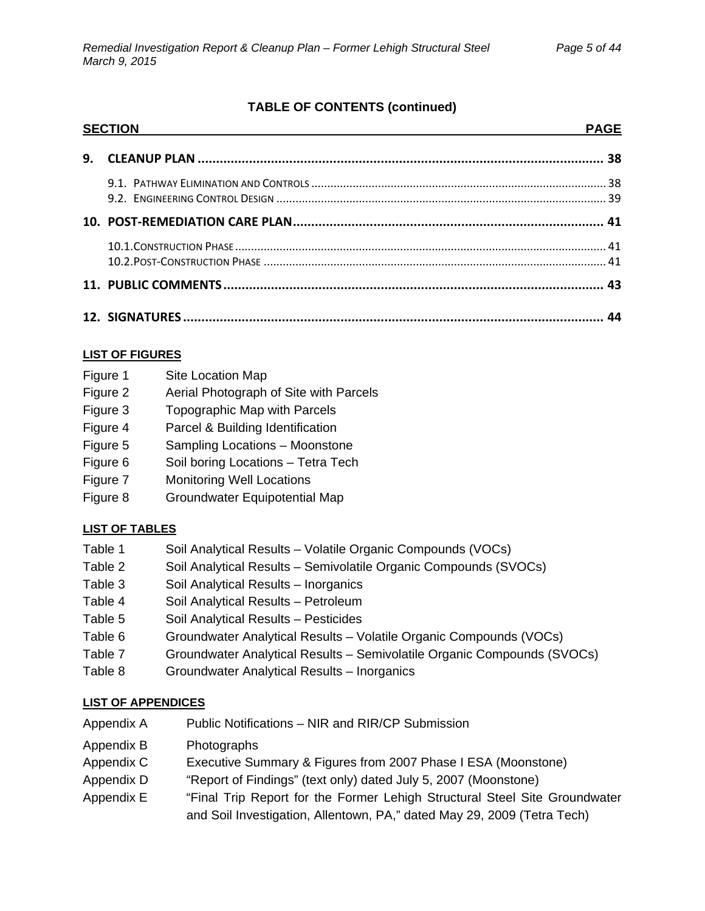## TABLE OF CONTENTS (continued)

| SECTION | PAGE |
|---|---|
| **9. CLEANUP PLAN** | **38** |
| 9.1. Pathway Elimination and Controls | 38 |
| 9.2. Engineering Control Design | 39 |
| **10. POST-REMEDIATION CARE PLAN** | **41** |
| 10.1. Construction Phase | 41 |
| 10.2. Post-Construction Phase | 41 |
| **11. PUBLIC COMMENTS** | **43** |
| **12. SIGNATURES** | **44** |

### LIST OF FIGURES

Figure 1 Site Location Map
Figure 2 Aerial Photograph of Site with Parcels
Figure 3 Topographic Map with Parcels
Figure 4 Parcel & Building Identification
Figure 5 Sampling Locations – Moonstone
Figure 6 Soil boring Locations – Tetra Tech
Figure 7 Monitoring Well Locations
Figure 8 Groundwater Equipotential Map

### LIST OF TABLES

Table 1 Soil Analytical Results – Volatile Organic Compounds (VOCs)
Table 2 Soil Analytical Results – Semivolatile Organic Compounds (SVOCs)
Table 3 Soil Analytical Results – Inorganics
Table 4 Soil Analytical Results – Petroleum
Table 5 Soil Analytical Results – Pesticides
Table 6 Groundwater Analytical Results – Volatile Organic Compounds (VOCs)
Table 7 Groundwater Analytical Results – Semivolatile Organic Compounds (SVOCs)
Table 8 Groundwater Analytical Results – Inorganics

### LIST OF APPENDICES

Appendix A Public Notifications – NIR and RIR/CP Submission
Appendix B Photographs
Appendix C Executive Summary & Figures from 2007 Phase I ESA (Moonstone)
Appendix D "Report of Findings" (text only) dated July 5, 2007 (Moonstone)
Appendix E "Final Trip Report for the Former Lehigh Structural Steel Site Groundwater and Soil Investigation, Allentown, PA," dated May 29, 2009 (Tetra Tech)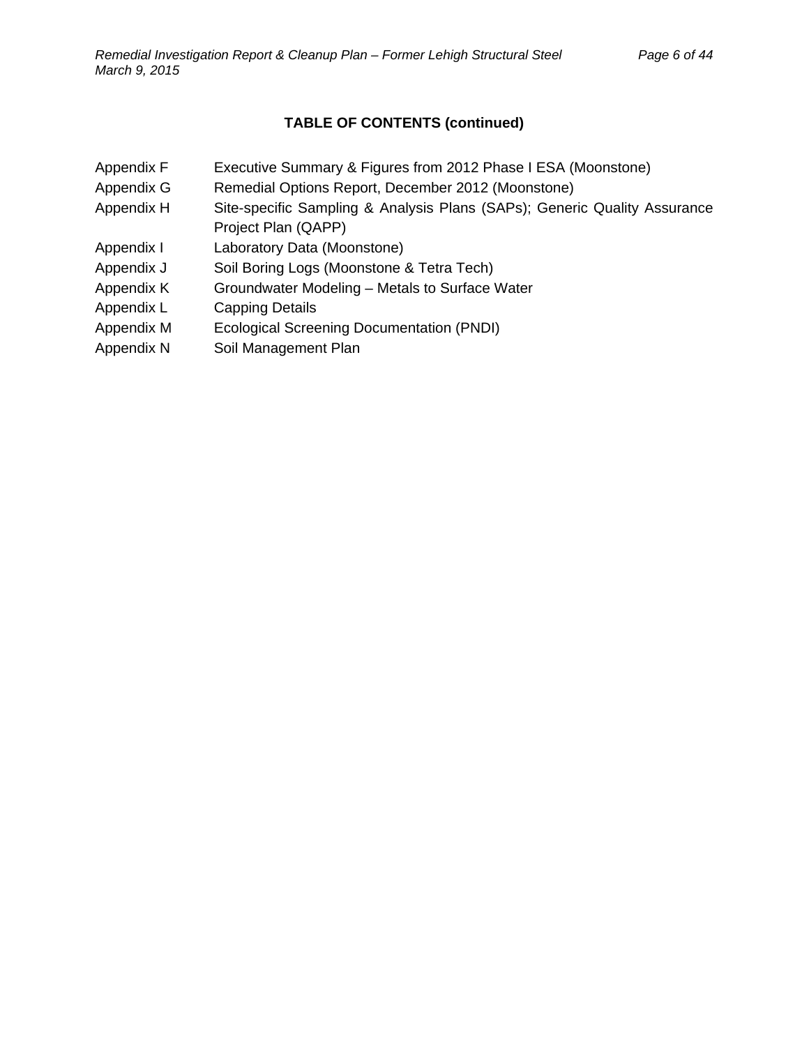## TABLE OF CONTENTS (continued)

| | |
|---|---|
| Appendix F | Executive Summary & Figures from 2012 Phase I ESA (Moonstone) |
| Appendix G | Remedial Options Report, December 2012 (Moonstone) |
| Appendix H | Site-specific Sampling & Analysis Plans (SAPs); Generic Quality Assurance Project Plan (QAPP) |
| Appendix I | Laboratory Data (Moonstone) |
| Appendix J | Soil Boring Logs (Moonstone & Tetra Tech) |
| Appendix K | Groundwater Modeling – Metals to Surface Water |
| Appendix L | Capping Details |
| Appendix M | Ecological Screening Documentation (PNDI) |
| Appendix N | Soil Management Plan |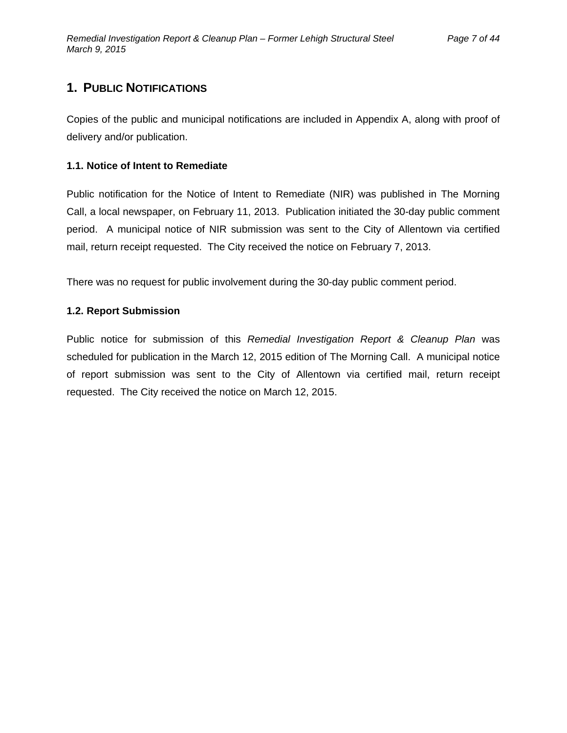# 1. Public Notifications

Copies of the public and municipal notifications are included in Appendix A, along with proof of delivery and/or publication.

## 1.1. Notice of Intent to Remediate

Public notification for the Notice of Intent to Remediate (NIR) was published in The Morning Call, a local newspaper, on February 11, 2013. Publication initiated the 30-day public comment period. A municipal notice of NIR submission was sent to the City of Allentown via certified mail, return receipt requested. The City received the notice on February 7, 2013.

There was no request for public involvement during the 30-day public comment period.

## 1.2. Report Submission

Public notice for submission of this *Remedial Investigation Report & Cleanup Plan* was scheduled for publication in the March 12, 2015 edition of The Morning Call. A municipal notice of report submission was sent to the City of Allentown via certified mail, return receipt requested. The City received the notice on March 12, 2015.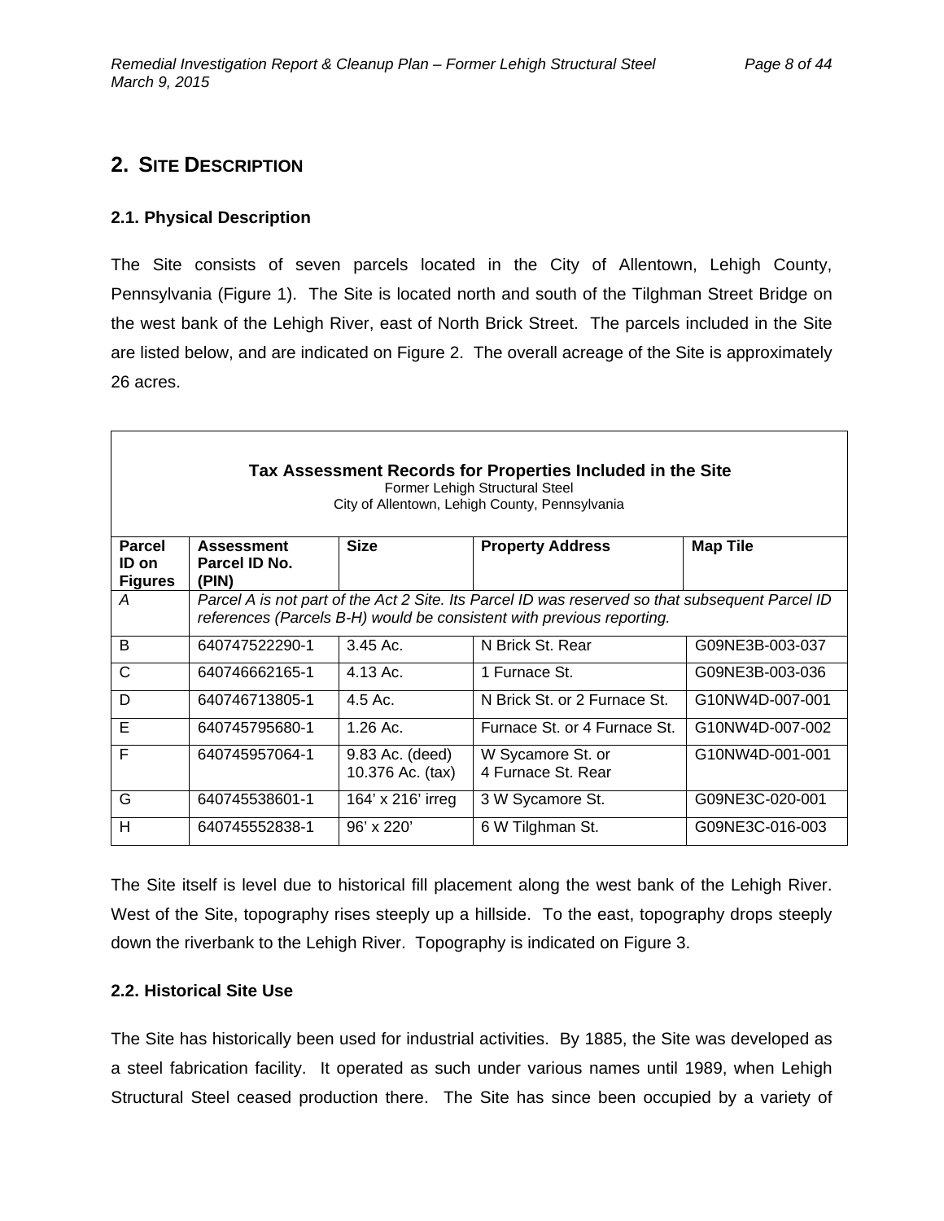## 2. SITE DESCRIPTION

### 2.1. Physical Description

The Site consists of seven parcels located in the City of Allentown, Lehigh County, Pennsylvania (Figure 1). The Site is located north and south of the Tilghman Street Bridge on the west bank of the Lehigh River, east of North Brick Street. The parcels included in the Site are listed below, and are indicated on Figure 2. The overall acreage of the Site is approximately 26 acres.

**Tax Assessment Records for Properties Included in the Site**
Former Lehigh Structural Steel
City of Allentown, Lehigh County, Pennsylvania

| Parcel ID on Figures | Assessment Parcel ID No. (PIN) | Size | Property Address | Map Tile |
|---|---|---|---|---|
| *A* | *Parcel A is not part of the Act 2 Site. Its Parcel ID was reserved so that subsequent Parcel ID references (Parcels B-H) would be consistent with previous reporting.* | | | |
| B | 640747522290-1 | 3.45 Ac. | N Brick St. Rear | G09NE3B-003-037 |
| C | 640746662165-1 | 4.13 Ac. | 1 Furnace St. | G09NE3B-003-036 |
| D | 640746713805-1 | 4.5 Ac. | N Brick St. or 2 Furnace St. | G10NW4D-007-001 |
| E | 640745795680-1 | 1.26 Ac. | Furnace St. or 4 Furnace St. | G10NW4D-007-002 |
| F | 640745957064-1 | 9.83 Ac. (deed) 10.376 Ac. (tax) | W Sycamore St. or 4 Furnace St. Rear | G10NW4D-001-001 |
| G | 640745538601-1 | 164' x 216' irreg | 3 W Sycamore St. | G09NE3C-020-001 |
| H | 640745552838-1 | 96' x 220' | 6 W Tilghman St. | G09NE3C-016-003 |

The Site itself is level due to historical fill placement along the west bank of the Lehigh River. West of the Site, topography rises steeply up a hillside. To the east, topography drops steeply down the riverbank to the Lehigh River. Topography is indicated on Figure 3.

### 2.2. Historical Site Use

The Site has historically been used for industrial activities. By 1885, the Site was developed as a steel fabrication facility. It operated as such under various names until 1989, when Lehigh Structural Steel ceased production there. The Site has since been occupied by a variety of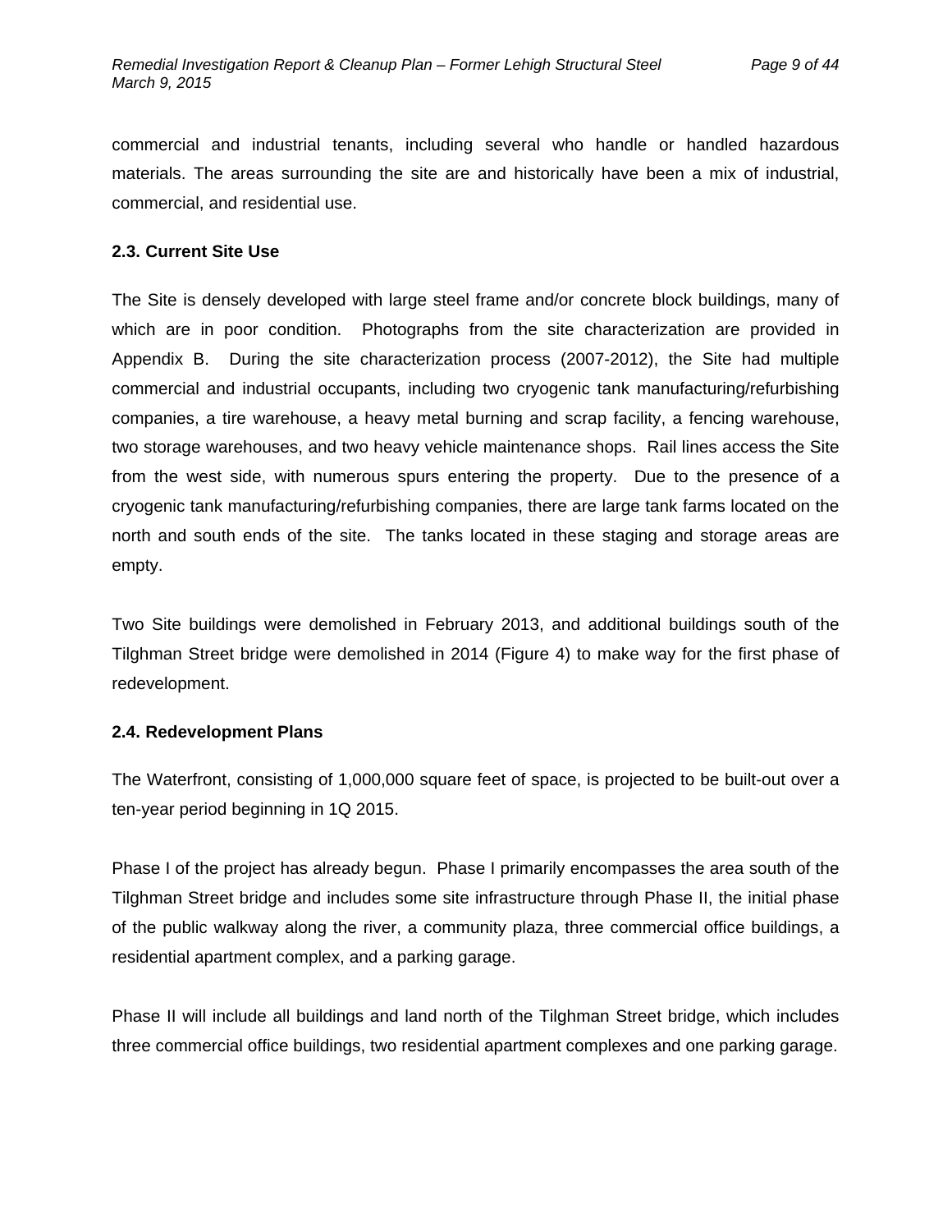commercial and industrial tenants, including several who handle or handled hazardous materials. The areas surrounding the site are and historically have been a mix of industrial, commercial, and residential use.

## 2.3. Current Site Use

The Site is densely developed with large steel frame and/or concrete block buildings, many of which are in poor condition. Photographs from the site characterization are provided in Appendix B. During the site characterization process (2007-2012), the Site had multiple commercial and industrial occupants, including two cryogenic tank manufacturing/refurbishing companies, a tire warehouse, a heavy metal burning and scrap facility, a fencing warehouse, two storage warehouses, and two heavy vehicle maintenance shops. Rail lines access the Site from the west side, with numerous spurs entering the property. Due to the presence of a cryogenic tank manufacturing/refurbishing companies, there are large tank farms located on the north and south ends of the site. The tanks located in these staging and storage areas are empty.

Two Site buildings were demolished in February 2013, and additional buildings south of the Tilghman Street bridge were demolished in 2014 (Figure 4) to make way for the first phase of redevelopment.

## 2.4. Redevelopment Plans

The Waterfront, consisting of 1,000,000 square feet of space, is projected to be built-out over a ten-year period beginning in 1Q 2015.

Phase I of the project has already begun. Phase I primarily encompasses the area south of the Tilghman Street bridge and includes some site infrastructure through Phase II, the initial phase of the public walkway along the river, a community plaza, three commercial office buildings, a residential apartment complex, and a parking garage.

Phase II will include all buildings and land north of the Tilghman Street bridge, which includes three commercial office buildings, two residential apartment complexes and one parking garage.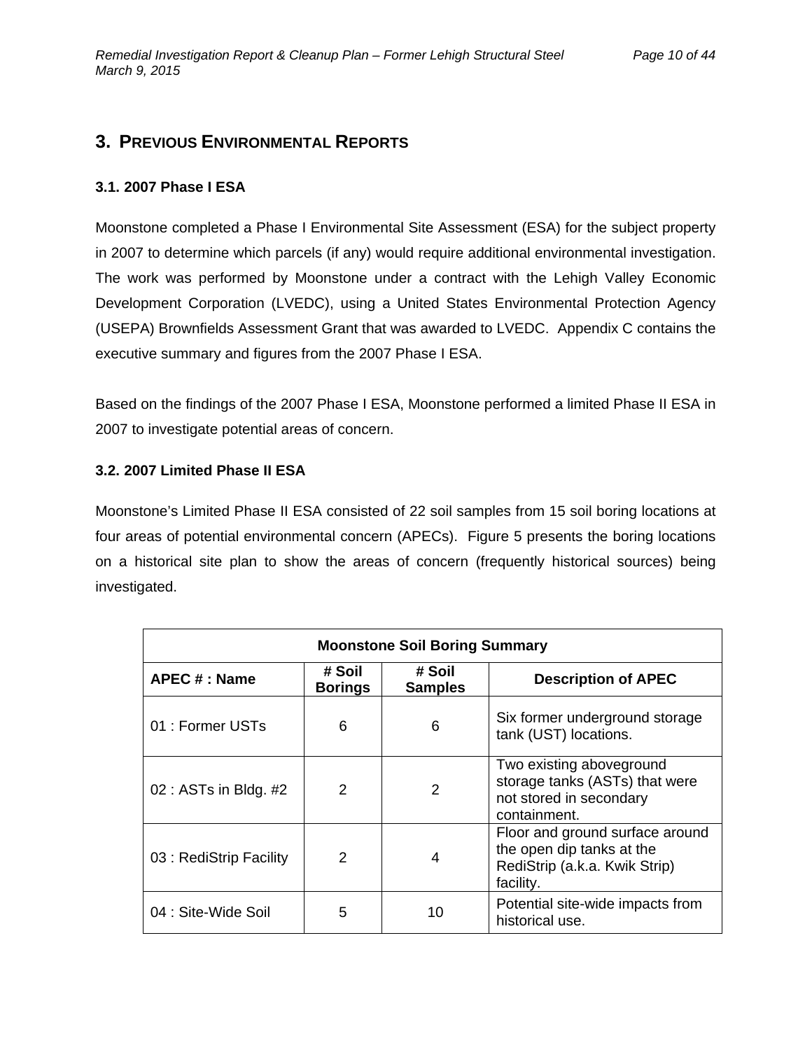## 3. Previous Environmental Reports

### 3.1. 2007 Phase I ESA

Moonstone completed a Phase I Environmental Site Assessment (ESA) for the subject property in 2007 to determine which parcels (if any) would require additional environmental investigation. The work was performed by Moonstone under a contract with the Lehigh Valley Economic Development Corporation (LVEDC), using a United States Environmental Protection Agency (USEPA) Brownfields Assessment Grant that was awarded to LVEDC. Appendix C contains the executive summary and figures from the 2007 Phase I ESA.

Based on the findings of the 2007 Phase I ESA, Moonstone performed a limited Phase II ESA in 2007 to investigate potential areas of concern.

### 3.2. 2007 Limited Phase II ESA

Moonstone's Limited Phase II ESA consisted of 22 soil samples from 15 soil boring locations at four areas of potential environmental concern (APECs). Figure 5 presents the boring locations on a historical site plan to show the areas of concern (frequently historical sources) being investigated.

| Moonstone Soil Boring Summary | | | |
|---|---|---|---|
| **APEC # : Name** | **# Soil Borings** | **# Soil Samples** | **Description of APEC** |
| 01 : Former USTs | 6 | 6 | Six former underground storage tank (UST) locations. |
| 02 : ASTs in Bldg. #2 | 2 | 2 | Two existing aboveground storage tanks (ASTs) that were not stored in secondary containment. |
| 03 : RediStrip Facility | 2 | 4 | Floor and ground surface around the open dip tanks at the RediStrip (a.k.a. Kwik Strip) facility. |
| 04 : Site-Wide Soil | 5 | 10 | Potential site-wide impacts from historical use. |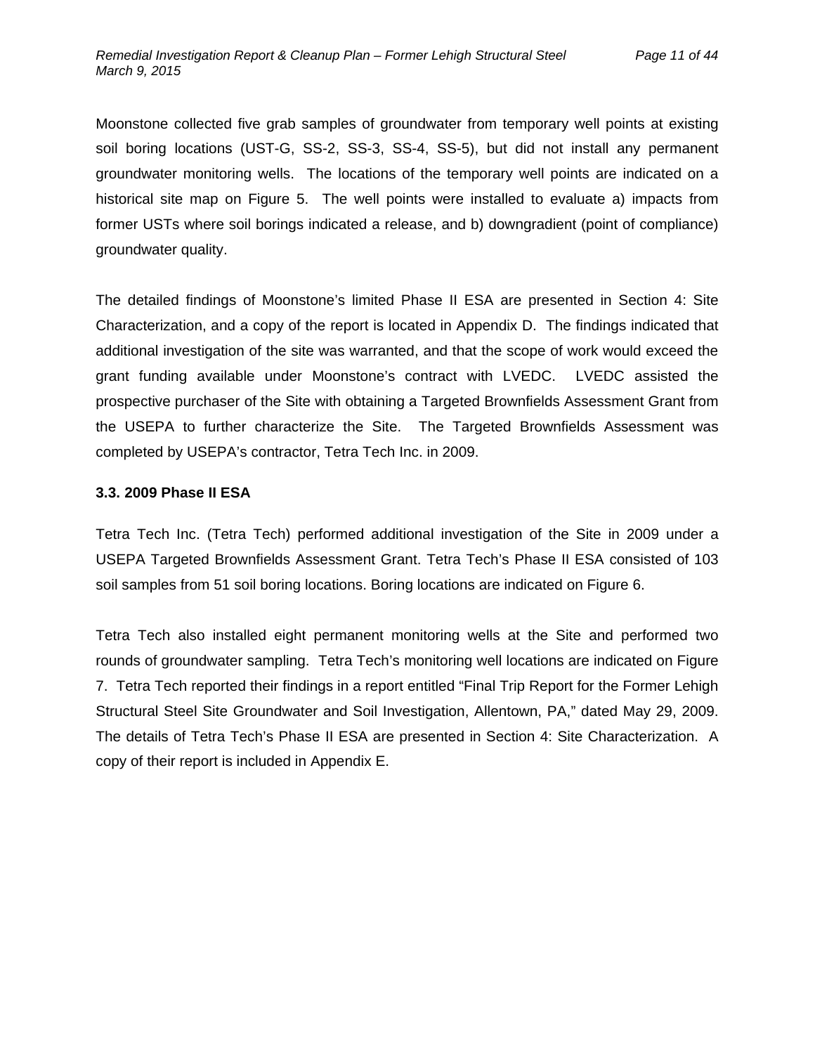Moonstone collected five grab samples of groundwater from temporary well points at existing soil boring locations (UST-G, SS-2, SS-3, SS-4, SS-5), but did not install any permanent groundwater monitoring wells. The locations of the temporary well points are indicated on a historical site map on Figure 5. The well points were installed to evaluate a) impacts from former USTs where soil borings indicated a release, and b) downgradient (point of compliance) groundwater quality.

The detailed findings of Moonstone's limited Phase II ESA are presented in Section 4: Site Characterization, and a copy of the report is located in Appendix D. The findings indicated that additional investigation of the site was warranted, and that the scope of work would exceed the grant funding available under Moonstone's contract with LVEDC. LVEDC assisted the prospective purchaser of the Site with obtaining a Targeted Brownfields Assessment Grant from the USEPA to further characterize the Site. The Targeted Brownfields Assessment was completed by USEPA's contractor, Tetra Tech Inc. in 2009.

### 3.3. 2009 Phase II ESA

Tetra Tech Inc. (Tetra Tech) performed additional investigation of the Site in 2009 under a USEPA Targeted Brownfields Assessment Grant. Tetra Tech's Phase II ESA consisted of 103 soil samples from 51 soil boring locations. Boring locations are indicated on Figure 6.

Tetra Tech also installed eight permanent monitoring wells at the Site and performed two rounds of groundwater sampling. Tetra Tech's monitoring well locations are indicated on Figure 7. Tetra Tech reported their findings in a report entitled "Final Trip Report for the Former Lehigh Structural Steel Site Groundwater and Soil Investigation, Allentown, PA," dated May 29, 2009. The details of Tetra Tech's Phase II ESA are presented in Section 4: Site Characterization. A copy of their report is included in Appendix E.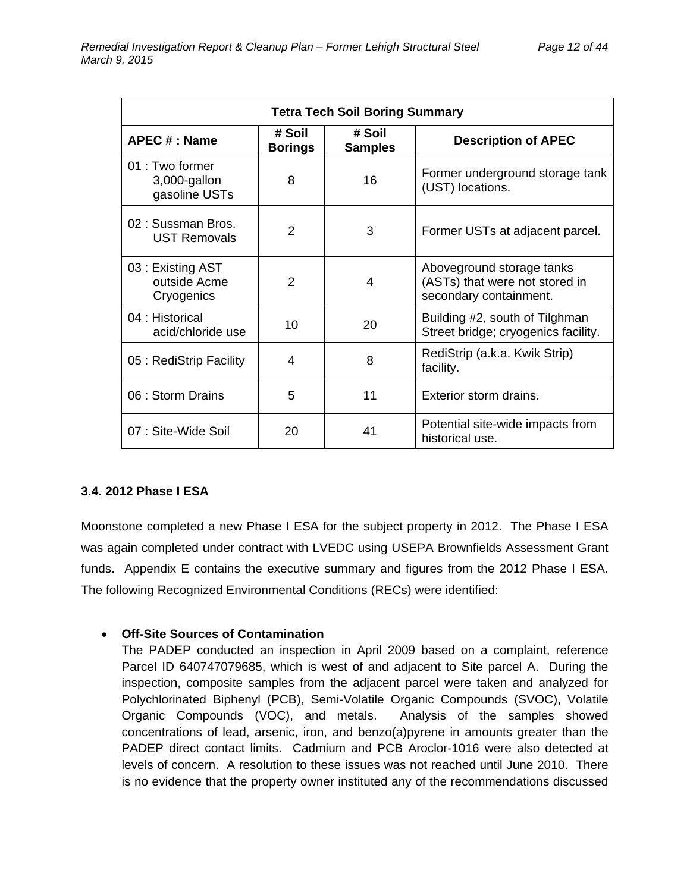| Tetra Tech Soil Boring Summary | | | |
|---|---|---|---|
| APEC # : Name | # Soil Borings | # Soil Samples | Description of APEC |
| 01 : Two former 3,000-gallon gasoline USTs | 8 | 16 | Former underground storage tank (UST) locations. |
| 02 : Sussman Bros. UST Removals | 2 | 3 | Former USTs at adjacent parcel. |
| 03 : Existing AST outside Acme Cryogenics | 2 | 4 | Aboveground storage tanks (ASTs) that were not stored in secondary containment. |
| 04 : Historical acid/chloride use | 10 | 20 | Building #2, south of Tilghman Street bridge; cryogenics facility. |
| 05 : RediStrip Facility | 4 | 8 | RediStrip (a.k.a. Kwik Strip) facility. |
| 06 : Storm Drains | 5 | 11 | Exterior storm drains. |
| 07 : Site-Wide Soil | 20 | 41 | Potential site-wide impacts from historical use. |

### 3.4. 2012 Phase I ESA

Moonstone completed a new Phase I ESA for the subject property in 2012. The Phase I ESA was again completed under contract with LVEDC using USEPA Brownfields Assessment Grant funds. Appendix E contains the executive summary and figures from the 2012 Phase I ESA. The following Recognized Environmental Conditions (RECs) were identified:

- **Off-Site Sources of Contamination**
  The PADEP conducted an inspection in April 2009 based on a complaint, reference Parcel ID 640747079685, which is west of and adjacent to Site parcel A. During the inspection, composite samples from the adjacent parcel were taken and analyzed for Polychlorinated Biphenyl (PCB), Semi-Volatile Organic Compounds (SVOC), Volatile Organic Compounds (VOC), and metals. Analysis of the samples showed concentrations of lead, arsenic, iron, and benzo(a)pyrene in amounts greater than the PADEP direct contact limits. Cadmium and PCB Aroclor-1016 were also detected at levels of concern. A resolution to these issues was not reached until June 2010. There is no evidence that the property owner instituted any of the recommendations discussed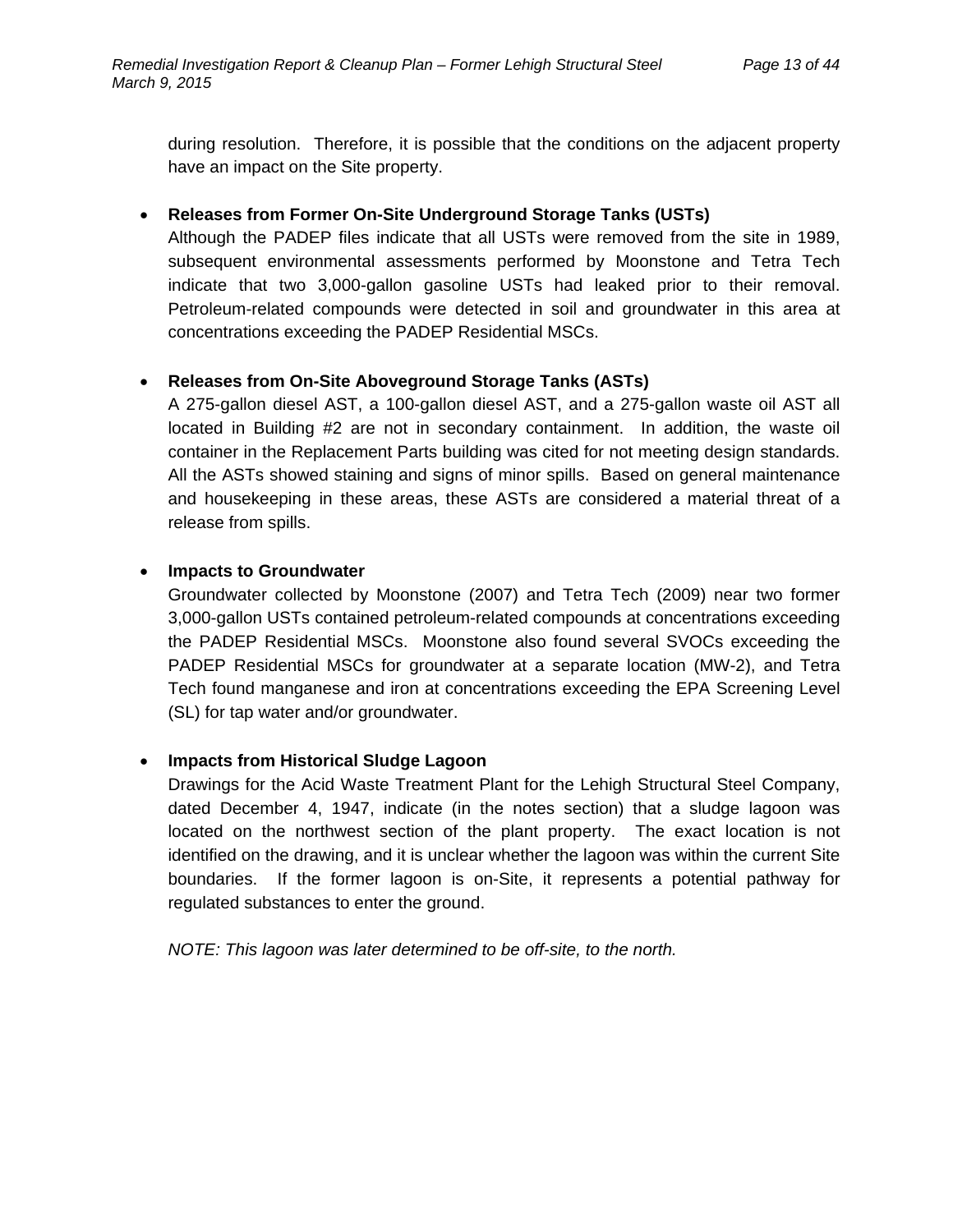during resolution. Therefore, it is possible that the conditions on the adjacent property have an impact on the Site property.

- **Releases from Former On-Site Underground Storage Tanks (USTs)**
  Although the PADEP files indicate that all USTs were removed from the site in 1989, subsequent environmental assessments performed by Moonstone and Tetra Tech indicate that two 3,000-gallon gasoline USTs had leaked prior to their removal. Petroleum-related compounds were detected in soil and groundwater in this area at concentrations exceeding the PADEP Residential MSCs.

- **Releases from On-Site Aboveground Storage Tanks (ASTs)**
  A 275-gallon diesel AST, a 100-gallon diesel AST, and a 275-gallon waste oil AST all located in Building #2 are not in secondary containment. In addition, the waste oil container in the Replacement Parts building was cited for not meeting design standards. All the ASTs showed staining and signs of minor spills. Based on general maintenance and housekeeping in these areas, these ASTs are considered a material threat of a release from spills.

- **Impacts to Groundwater**
  Groundwater collected by Moonstone (2007) and Tetra Tech (2009) near two former 3,000-gallon USTs contained petroleum-related compounds at concentrations exceeding the PADEP Residential MSCs. Moonstone also found several SVOCs exceeding the PADEP Residential MSCs for groundwater at a separate location (MW-2), and Tetra Tech found manganese and iron at concentrations exceeding the EPA Screening Level (SL) for tap water and/or groundwater.

- **Impacts from Historical Sludge Lagoon**
  Drawings for the Acid Waste Treatment Plant for the Lehigh Structural Steel Company, dated December 4, 1947, indicate (in the notes section) that a sludge lagoon was located on the northwest section of the plant property. The exact location is not identified on the drawing, and it is unclear whether the lagoon was within the current Site boundaries. If the former lagoon is on-Site, it represents a potential pathway for regulated substances to enter the ground.

  *NOTE: This lagoon was later determined to be off-site, to the north.*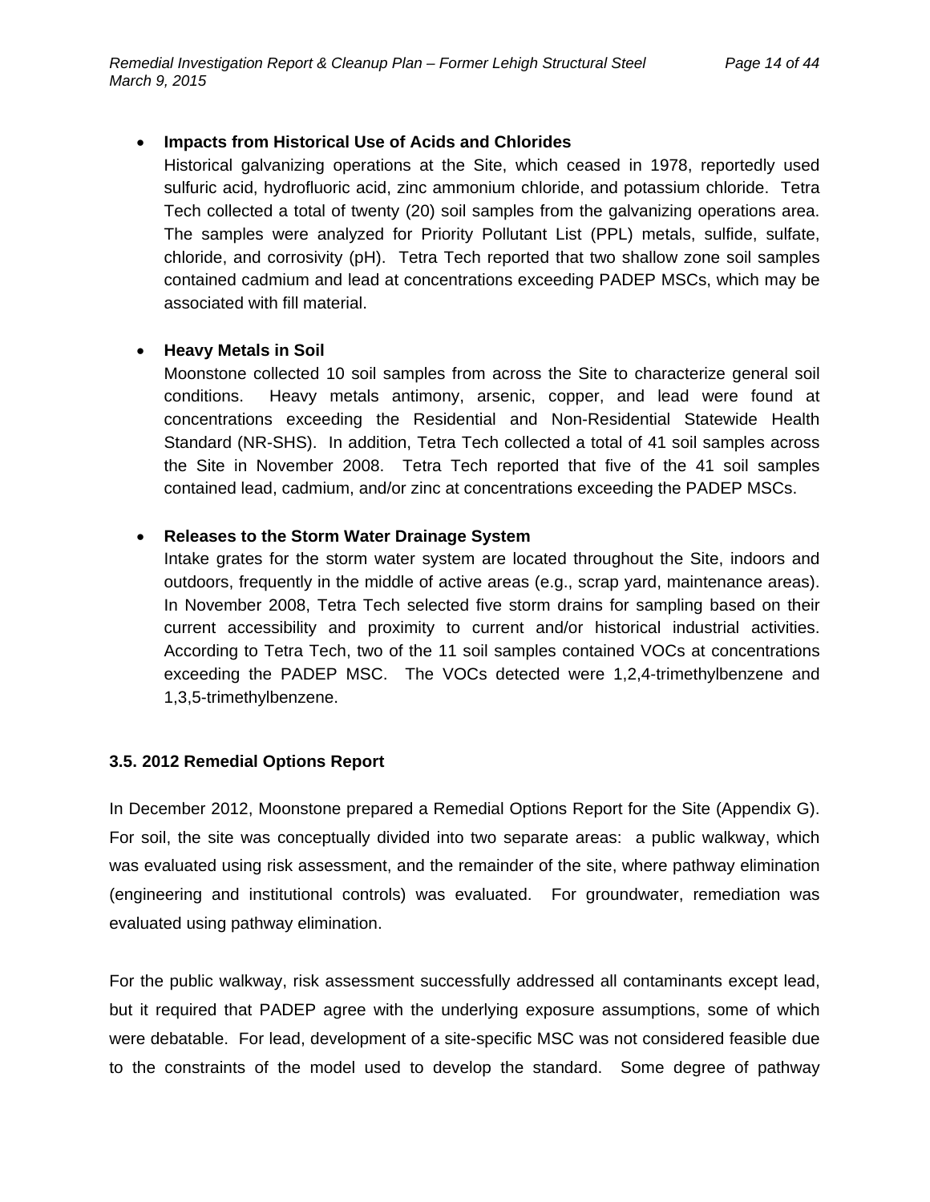- **Impacts from Historical Use of Acids and Chlorides**
  Historical galvanizing operations at the Site, which ceased in 1978, reportedly used sulfuric acid, hydrofluoric acid, zinc ammonium chloride, and potassium chloride. Tetra Tech collected a total of twenty (20) soil samples from the galvanizing operations area. The samples were analyzed for Priority Pollutant List (PPL) metals, sulfide, sulfate, chloride, and corrosivity (pH). Tetra Tech reported that two shallow zone soil samples contained cadmium and lead at concentrations exceeding PADEP MSCs, which may be associated with fill material.

- **Heavy Metals in Soil**
  Moonstone collected 10 soil samples from across the Site to characterize general soil conditions. Heavy metals antimony, arsenic, copper, and lead were found at concentrations exceeding the Residential and Non-Residential Statewide Health Standard (NR-SHS). In addition, Tetra Tech collected a total of 41 soil samples across the Site in November 2008. Tetra Tech reported that five of the 41 soil samples contained lead, cadmium, and/or zinc at concentrations exceeding the PADEP MSCs.

- **Releases to the Storm Water Drainage System**
  Intake grates for the storm water system are located throughout the Site, indoors and outdoors, frequently in the middle of active areas (e.g., scrap yard, maintenance areas). In November 2008, Tetra Tech selected five storm drains for sampling based on their current accessibility and proximity to current and/or historical industrial activities. According to Tetra Tech, two of the 11 soil samples contained VOCs at concentrations exceeding the PADEP MSC. The VOCs detected were 1,2,4-trimethylbenzene and 1,3,5-trimethylbenzene.

### 3.5. 2012 Remedial Options Report

In December 2012, Moonstone prepared a Remedial Options Report for the Site (Appendix G). For soil, the site was conceptually divided into two separate areas: a public walkway, which was evaluated using risk assessment, and the remainder of the site, where pathway elimination (engineering and institutional controls) was evaluated. For groundwater, remediation was evaluated using pathway elimination.

For the public walkway, risk assessment successfully addressed all contaminants except lead, but it required that PADEP agree with the underlying exposure assumptions, some of which were debatable. For lead, development of a site-specific MSC was not considered feasible due to the constraints of the model used to develop the standard. Some degree of pathway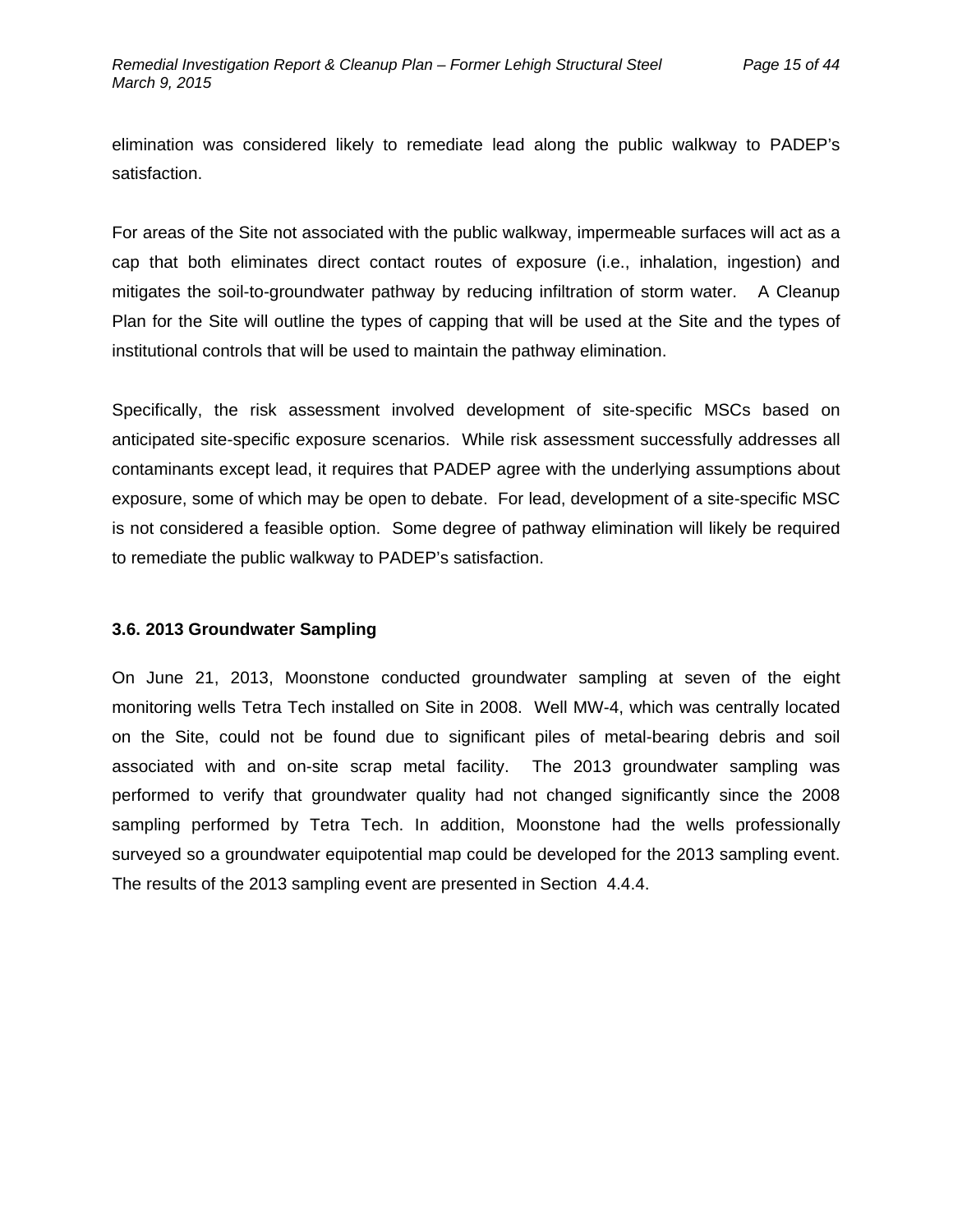elimination was considered likely to remediate lead along the public walkway to PADEP's satisfaction.

For areas of the Site not associated with the public walkway, impermeable surfaces will act as a cap that both eliminates direct contact routes of exposure (i.e., inhalation, ingestion) and mitigates the soil-to-groundwater pathway by reducing infiltration of storm water. A Cleanup Plan for the Site will outline the types of capping that will be used at the Site and the types of institutional controls that will be used to maintain the pathway elimination.

Specifically, the risk assessment involved development of site-specific MSCs based on anticipated site-specific exposure scenarios. While risk assessment successfully addresses all contaminants except lead, it requires that PADEP agree with the underlying assumptions about exposure, some of which may be open to debate. For lead, development of a site-specific MSC is not considered a feasible option. Some degree of pathway elimination will likely be required to remediate the public walkway to PADEP's satisfaction.

### 3.6. 2013 Groundwater Sampling

On June 21, 2013, Moonstone conducted groundwater sampling at seven of the eight monitoring wells Tetra Tech installed on Site in 2008. Well MW-4, which was centrally located on the Site, could not be found due to significant piles of metal-bearing debris and soil associated with and on-site scrap metal facility. The 2013 groundwater sampling was performed to verify that groundwater quality had not changed significantly since the 2008 sampling performed by Tetra Tech. In addition, Moonstone had the wells professionally surveyed so a groundwater equipotential map could be developed for the 2013 sampling event. The results of the 2013 sampling event are presented in Section 4.4.4.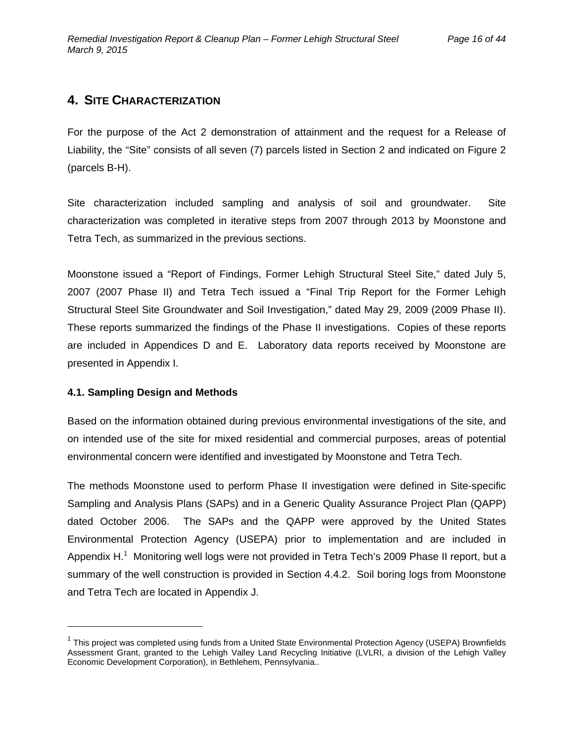# 4. Site Characterization

For the purpose of the Act 2 demonstration of attainment and the request for a Release of Liability, the "Site" consists of all seven (7) parcels listed in Section 2 and indicated on Figure 2 (parcels B-H).

Site characterization included sampling and analysis of soil and groundwater. Site characterization was completed in iterative steps from 2007 through 2013 by Moonstone and Tetra Tech, as summarized in the previous sections.

Moonstone issued a "Report of Findings, Former Lehigh Structural Steel Site," dated July 5, 2007 (2007 Phase II) and Tetra Tech issued a "Final Trip Report for the Former Lehigh Structural Steel Site Groundwater and Soil Investigation," dated May 29, 2009 (2009 Phase II). These reports summarized the findings of the Phase II investigations. Copies of these reports are included in Appendices D and E. Laboratory data reports received by Moonstone are presented in Appendix I.

### 4.1. Sampling Design and Methods

Based on the information obtained during previous environmental investigations of the site, and on intended use of the site for mixed residential and commercial purposes, areas of potential environmental concern were identified and investigated by Moonstone and Tetra Tech.

The methods Moonstone used to perform Phase II investigation were defined in Site-specific Sampling and Analysis Plans (SAPs) and in a Generic Quality Assurance Project Plan (QAPP) dated October 2006. The SAPs and the QAPP were approved by the United States Environmental Protection Agency (USEPA) prior to implementation and are included in Appendix H.[1] Monitoring well logs were not provided in Tetra Tech's 2009 Phase II report, but a summary of the well construction is provided in Section 4.4.2. Soil boring logs from Moonstone and Tetra Tech are located in Appendix J.

---

[1] This project was completed using funds from a United State Environmental Protection Agency (USEPA) Brownfields Assessment Grant, granted to the Lehigh Valley Land Recycling Initiative (LVLRI, a division of the Lehigh Valley Economic Development Corporation), in Bethlehem, Pennsylvania..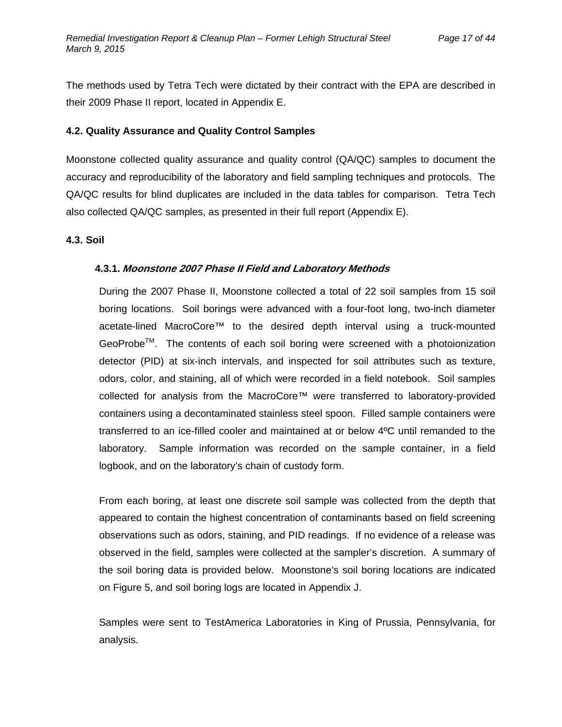The methods used by Tetra Tech were dictated by their contract with the EPA are described in their 2009 Phase II report, located in Appendix E.

## 4.2. Quality Assurance and Quality Control Samples

Moonstone collected quality assurance and quality control (QA/QC) samples to document the accuracy and reproducibility of the laboratory and field sampling techniques and protocols. The QA/QC results for blind duplicates are included in the data tables for comparison. Tetra Tech also collected QA/QC samples, as presented in their full report (Appendix E).

## 4.3. Soil

### 4.3.1. *Moonstone 2007 Phase II Field and Laboratory Methods*

During the 2007 Phase II, Moonstone collected a total of 22 soil samples from 15 soil boring locations. Soil borings were advanced with a four-foot long, two-inch diameter acetate-lined MacroCore™ to the desired depth interval using a truck-mounted GeoProbe™. The contents of each soil boring were screened with a photoionization detector (PID) at six-inch intervals, and inspected for soil attributes such as texture, odors, color, and staining, all of which were recorded in a field notebook. Soil samples collected for analysis from the MacroCore™ were transferred to laboratory-provided containers using a decontaminated stainless steel spoon. Filled sample containers were transferred to an ice-filled cooler and maintained at or below 4ºC until remanded to the laboratory. Sample information was recorded on the sample container, in a field logbook, and on the laboratory's chain of custody form.

From each boring, at least one discrete soil sample was collected from the depth that appeared to contain the highest concentration of contaminants based on field screening observations such as odors, staining, and PID readings. If no evidence of a release was observed in the field, samples were collected at the sampler's discretion. A summary of the soil boring data is provided below. Moonstone's soil boring locations are indicated on Figure 5, and soil boring logs are located in Appendix J.

Samples were sent to TestAmerica Laboratories in King of Prussia, Pennsylvania, for analysis.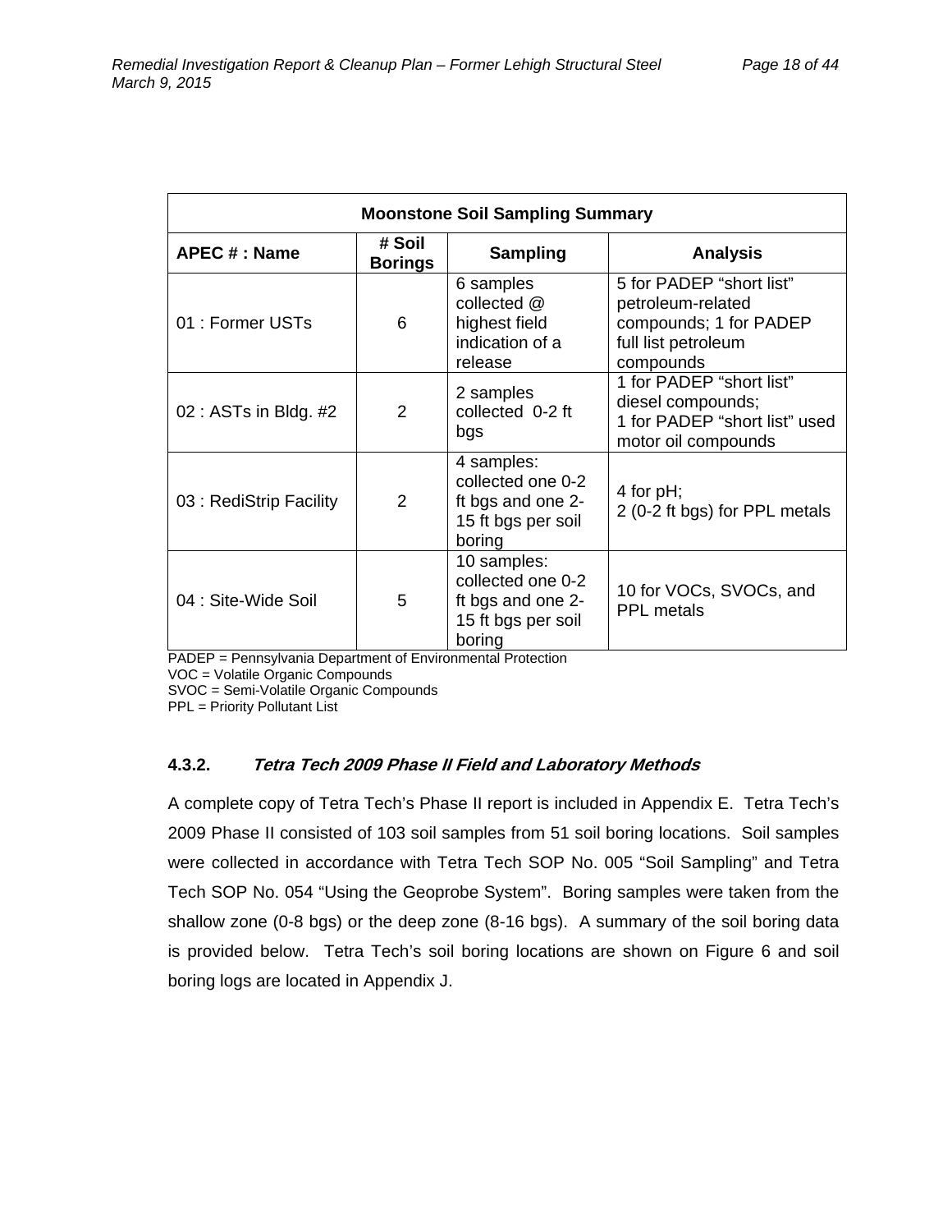| Moonstone Soil Sampling Summary | | | |
|---|---|---|---|
| **APEC # : Name** | **# Soil Borings** | **Sampling** | **Analysis** |
| 01 : Former USTs | 6 | 6 samples collected @ highest field indication of a release | 5 for PADEP "short list" petroleum-related compounds; 1 for PADEP full list petroleum compounds |
| 02 : ASTs in Bldg. #2 | 2 | 2 samples collected 0-2 ft bgs | 1 for PADEP "short list" diesel compounds; 1 for PADEP "short list" used motor oil compounds |
| 03 : RediStrip Facility | 2 | 4 samples: collected one 0-2 ft bgs and one 2-15 ft bgs per soil boring | 4 for pH; 2 (0-2 ft bgs) for PPL metals |
| 04 : Site-Wide Soil | 5 | 10 samples: collected one 0-2 ft bgs and one 2-15 ft bgs per soil boring | 10 for VOCs, SVOCs, and PPL metals |

PADEP = Pennsylvania Department of Environmental Protection
VOC = Volatile Organic Compounds
SVOC = Semi-Volatile Organic Compounds
PPL = Priority Pollutant List

### 4.3.2. *Tetra Tech 2009 Phase II Field and Laboratory Methods*

A complete copy of Tetra Tech's Phase II report is included in Appendix E. Tetra Tech's 2009 Phase II consisted of 103 soil samples from 51 soil boring locations. Soil samples were collected in accordance with Tetra Tech SOP No. 005 "Soil Sampling" and Tetra Tech SOP No. 054 "Using the Geoprobe System". Boring samples were taken from the shallow zone (0-8 bgs) or the deep zone (8-16 bgs). A summary of the soil boring data is provided below. Tetra Tech's soil boring locations are shown on Figure 6 and soil boring logs are located in Appendix J.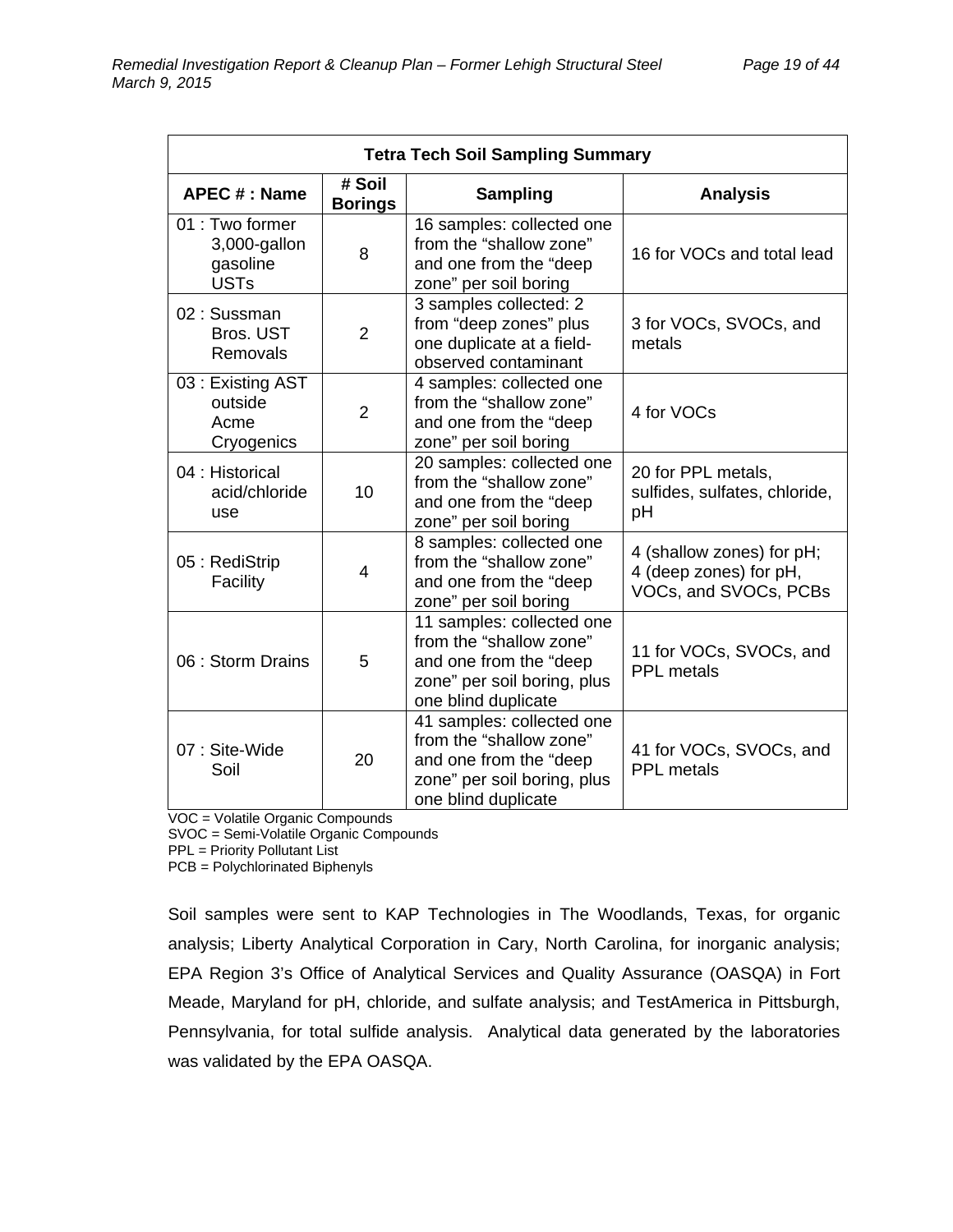| Tetra Tech Soil Sampling Summary | | | |
|---|---|---|---|
| **APEC # : Name** | **# Soil Borings** | **Sampling** | **Analysis** |
| 01 : Two former 3,000-gallon gasoline USTs | 8 | 16 samples: collected one from the "shallow zone" and one from the "deep zone" per soil boring | 16 for VOCs and total lead |
| 02 : Sussman Bros. UST Removals | 2 | 3 samples collected: 2 from "deep zones" plus one duplicate at a field-observed contaminant | 3 for VOCs, SVOCs, and metals |
| 03 : Existing AST outside Acme Cryogenics | 2 | 4 samples: collected one from the "shallow zone" and one from the "deep zone" per soil boring | 4 for VOCs |
| 04 : Historical acid/chloride use | 10 | 20 samples: collected one from the "shallow zone" and one from the "deep zone" per soil boring | 20 for PPL metals, sulfides, sulfates, chloride, pH |
| 05 : RediStrip Facility | 4 | 8 samples: collected one from the "shallow zone" and one from the "deep zone" per soil boring | 4 (shallow zones) for pH; 4 (deep zones) for pH, VOCs, and SVOCs, PCBs |
| 06 : Storm Drains | 5 | 11 samples: collected one from the "shallow zone" and one from the "deep zone" per soil boring, plus one blind duplicate | 11 for VOCs, SVOCs, and PPL metals |
| 07 : Site-Wide Soil | 20 | 41 samples: collected one from the "shallow zone" and one from the "deep zone" per soil boring, plus one blind duplicate | 41 for VOCs, SVOCs, and PPL metals |

VOC = Volatile Organic Compounds
SVOC = Semi-Volatile Organic Compounds
PPL = Priority Pollutant List
PCB = Polychlorinated Biphenyls

Soil samples were sent to KAP Technologies in The Woodlands, Texas, for organic analysis; Liberty Analytical Corporation in Cary, North Carolina, for inorganic analysis; EPA Region 3's Office of Analytical Services and Quality Assurance (OASQA) in Fort Meade, Maryland for pH, chloride, and sulfate analysis; and TestAmerica in Pittsburgh, Pennsylvania, for total sulfide analysis. Analytical data generated by the laboratories was validated by the EPA OASQA.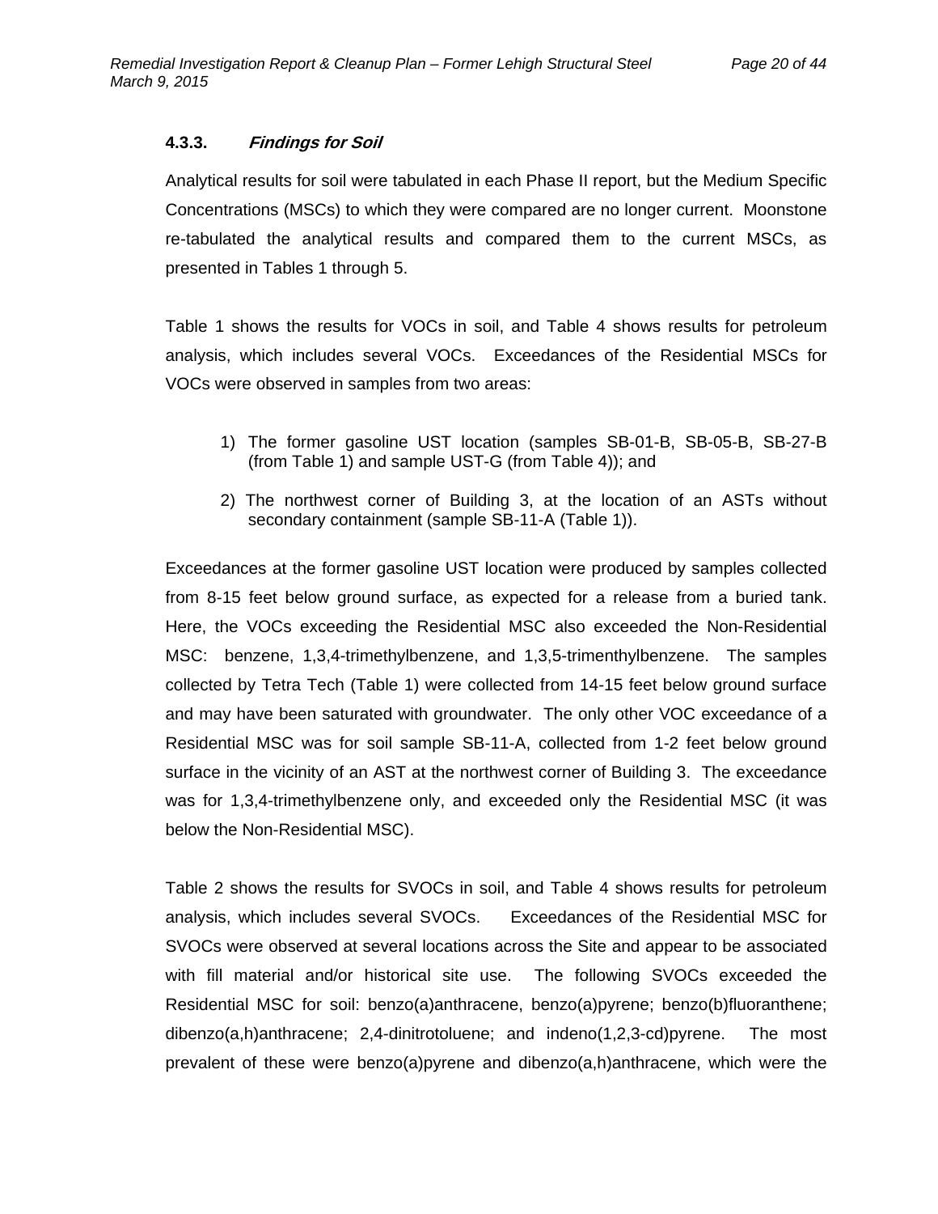#### 4.3.3. *Findings for Soil*

Analytical results for soil were tabulated in each Phase II report, but the Medium Specific Concentrations (MSCs) to which they were compared are no longer current. Moonstone re-tabulated the analytical results and compared them to the current MSCs, as presented in Tables 1 through 5.

Table 1 shows the results for VOCs in soil, and Table 4 shows results for petroleum analysis, which includes several VOCs. Exceedances of the Residential MSCs for VOCs were observed in samples from two areas:

1) The former gasoline UST location (samples SB-01-B, SB-05-B, SB-27-B (from Table 1) and sample UST-G (from Table 4)); and
2) The northwest corner of Building 3, at the location of an ASTs without secondary containment (sample SB-11-A (Table 1)).

Exceedances at the former gasoline UST location were produced by samples collected from 8-15 feet below ground surface, as expected for a release from a buried tank. Here, the VOCs exceeding the Residential MSC also exceeded the Non-Residential MSC: benzene, 1,3,4-trimethylbenzene, and 1,3,5-trimenthylbenzene. The samples collected by Tetra Tech (Table 1) were collected from 14-15 feet below ground surface and may have been saturated with groundwater. The only other VOC exceedance of a Residential MSC was for soil sample SB-11-A, collected from 1-2 feet below ground surface in the vicinity of an AST at the northwest corner of Building 3. The exceedance was for 1,3,4-trimethylbenzene only, and exceeded only the Residential MSC (it was below the Non-Residential MSC).

Table 2 shows the results for SVOCs in soil, and Table 4 shows results for petroleum analysis, which includes several SVOCs. Exceedances of the Residential MSC for SVOCs were observed at several locations across the Site and appear to be associated with fill material and/or historical site use. The following SVOCs exceeded the Residential MSC for soil: benzo(a)anthracene, benzo(a)pyrene; benzo(b)fluoranthene; dibenzo(a,h)anthracene; 2,4-dinitrotoluene; and indeno(1,2,3-cd)pyrene. The most prevalent of these were benzo(a)pyrene and dibenzo(a,h)anthracene, which were the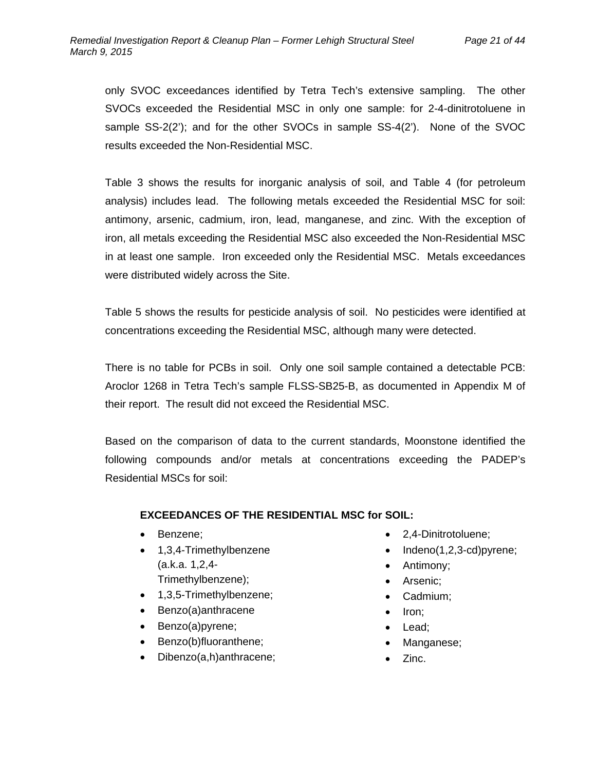only SVOC exceedances identified by Tetra Tech's extensive sampling. The other SVOCs exceeded the Residential MSC in only one sample: for 2-4-dinitrotoluene in sample SS-2(2'); and for the other SVOCs in sample SS-4(2'). None of the SVOC results exceeded the Non-Residential MSC.

Table 3 shows the results for inorganic analysis of soil, and Table 4 (for petroleum analysis) includes lead. The following metals exceeded the Residential MSC for soil: antimony, arsenic, cadmium, iron, lead, manganese, and zinc. With the exception of iron, all metals exceeding the Residential MSC also exceeded the Non-Residential MSC in at least one sample. Iron exceeded only the Residential MSC. Metals exceedances were distributed widely across the Site.

Table 5 shows the results for pesticide analysis of soil. No pesticides were identified at concentrations exceeding the Residential MSC, although many were detected.

There is no table for PCBs in soil. Only one soil sample contained a detectable PCB: Aroclor 1268 in Tetra Tech's sample FLSS-SB25-B, as documented in Appendix M of their report. The result did not exceed the Residential MSC.

Based on the comparison of data to the current standards, Moonstone identified the following compounds and/or metals at concentrations exceeding the PADEP's Residential MSCs for soil:

**EXCEEDANCES OF THE RESIDENTIAL MSC for SOIL:**

- Benzene;
- 1,3,4-Trimethylbenzene (a.k.a. 1,2,4-Trimethylbenzene);
- 1,3,5-Trimethylbenzene;
- Benzo(a)anthracene
- Benzo(a)pyrene;
- Benzo(b)fluoranthene;
- Dibenzo(a,h)anthracene;
- 2,4-Dinitrotoluene;
- Indeno(1,2,3-cd)pyrene;
- Antimony;
- Arsenic;
- Cadmium;
- Iron;
- Lead;
- Manganese;
- Zinc.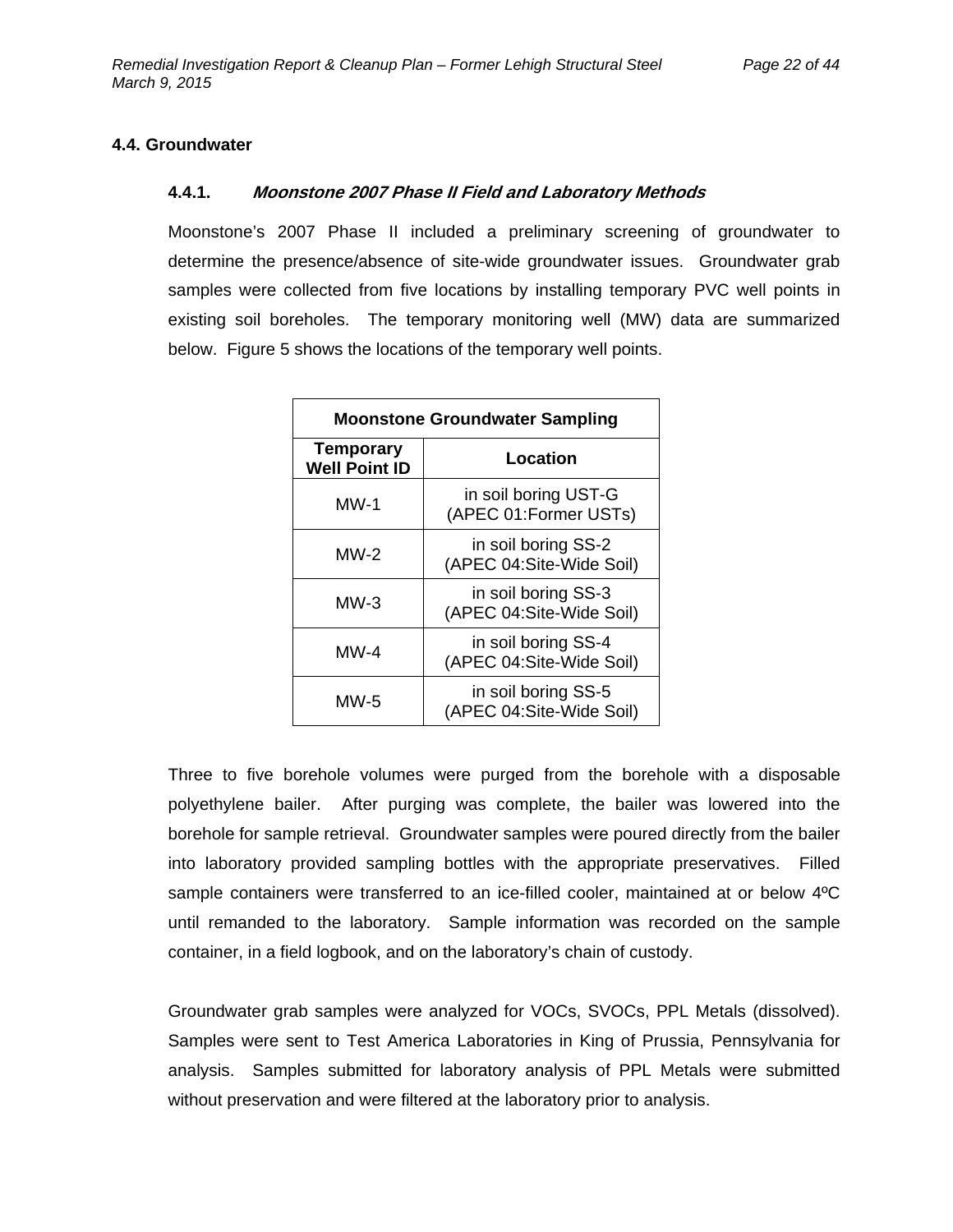## 4.4. Groundwater

### 4.4.1. *Moonstone 2007 Phase II Field and Laboratory Methods*

Moonstone's 2007 Phase II included a preliminary screening of groundwater to determine the presence/absence of site-wide groundwater issues. Groundwater grab samples were collected from five locations by installing temporary PVC well points in existing soil boreholes. The temporary monitoring well (MW) data are summarized below. Figure 5 shows the locations of the temporary well points.

| Moonstone Groundwater Sampling | |
|---|---|
| **Temporary Well Point ID** | **Location** |
| MW-1 | in soil boring UST-G (APEC 01:Former USTs) |
| MW-2 | in soil boring SS-2 (APEC 04:Site-Wide Soil) |
| MW-3 | in soil boring SS-3 (APEC 04:Site-Wide Soil) |
| MW-4 | in soil boring SS-4 (APEC 04:Site-Wide Soil) |
| MW-5 | in soil boring SS-5 (APEC 04:Site-Wide Soil) |

Three to five borehole volumes were purged from the borehole with a disposable polyethylene bailer. After purging was complete, the bailer was lowered into the borehole for sample retrieval. Groundwater samples were poured directly from the bailer into laboratory provided sampling bottles with the appropriate preservatives. Filled sample containers were transferred to an ice-filled cooler, maintained at or below 4ºC until remanded to the laboratory. Sample information was recorded on the sample container, in a field logbook, and on the laboratory's chain of custody.

Groundwater grab samples were analyzed for VOCs, SVOCs, PPL Metals (dissolved). Samples were sent to Test America Laboratories in King of Prussia, Pennsylvania for analysis. Samples submitted for laboratory analysis of PPL Metals were submitted without preservation and were filtered at the laboratory prior to analysis.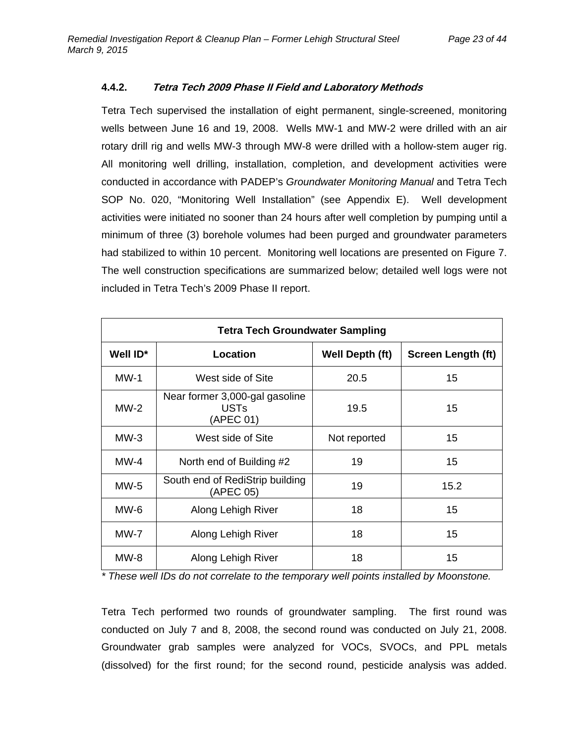### 4.4.2. *Tetra Tech 2009 Phase II Field and Laboratory Methods*

Tetra Tech supervised the installation of eight permanent, single-screened, monitoring wells between June 16 and 19, 2008. Wells MW-1 and MW-2 were drilled with an air rotary drill rig and wells MW-3 through MW-8 were drilled with a hollow-stem auger rig. All monitoring well drilling, installation, completion, and development activities were conducted in accordance with PADEP's *Groundwater Monitoring Manual* and Tetra Tech SOP No. 020, "Monitoring Well Installation" (see Appendix E). Well development activities were initiated no sooner than 24 hours after well completion by pumping until a minimum of three (3) borehole volumes had been purged and groundwater parameters had stabilized to within 10 percent. Monitoring well locations are presented on Figure 7. The well construction specifications are summarized below; detailed well logs were not included in Tetra Tech's 2009 Phase II report.

| **Tetra Tech Groundwater Sampling** | | | |
|---|---|---|---|
| **Well ID*** | **Location** | **Well Depth (ft)** | **Screen Length (ft)** |
| MW-1 | West side of Site | 20.5 | 15 |
| MW-2 | Near former 3,000-gal gasoline USTs (APEC 01) | 19.5 | 15 |
| MW-3 | West side of Site | Not reported | 15 |
| MW-4 | North end of Building #2 | 19 | 15 |
| MW-5 | South end of RediStrip building (APEC 05) | 19 | 15.2 |
| MW-6 | Along Lehigh River | 18 | 15 |
| MW-7 | Along Lehigh River | 18 | 15 |
| MW-8 | Along Lehigh River | 18 | 15 |

*\* These well IDs do not correlate to the temporary well points installed by Moonstone.*

Tetra Tech performed two rounds of groundwater sampling. The first round was conducted on July 7 and 8, 2008, the second round was conducted on July 21, 2008. Groundwater grab samples were analyzed for VOCs, SVOCs, and PPL metals (dissolved) for the first round; for the second round, pesticide analysis was added.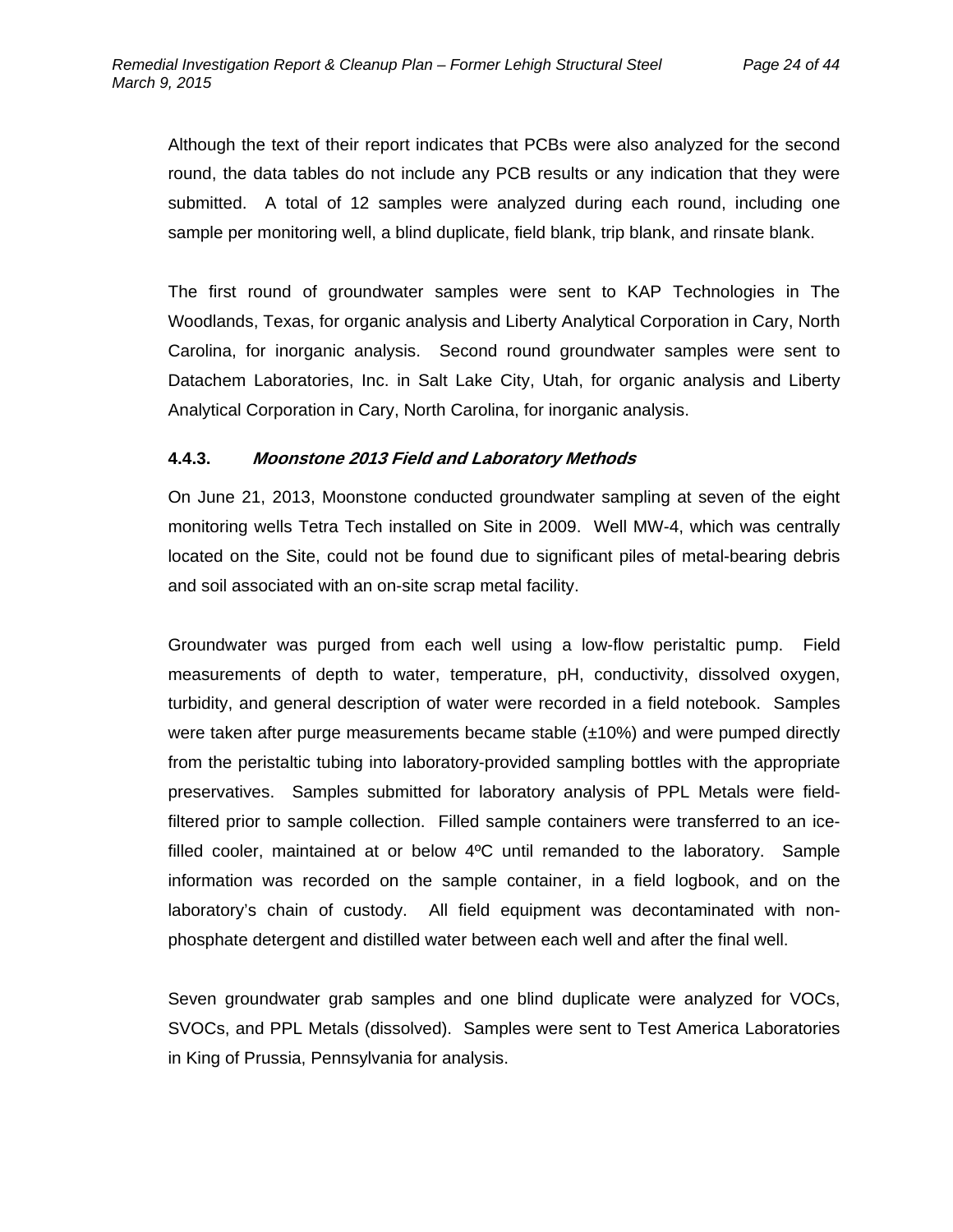Although the text of their report indicates that PCBs were also analyzed for the second round, the data tables do not include any PCB results or any indication that they were submitted. A total of 12 samples were analyzed during each round, including one sample per monitoring well, a blind duplicate, field blank, trip blank, and rinsate blank.

The first round of groundwater samples were sent to KAP Technologies in The Woodlands, Texas, for organic analysis and Liberty Analytical Corporation in Cary, North Carolina, for inorganic analysis. Second round groundwater samples were sent to Datachem Laboratories, Inc. in Salt Lake City, Utah, for organic analysis and Liberty Analytical Corporation in Cary, North Carolina, for inorganic analysis.

#### 4.4.3. *Moonstone 2013 Field and Laboratory Methods*

On June 21, 2013, Moonstone conducted groundwater sampling at seven of the eight monitoring wells Tetra Tech installed on Site in 2009. Well MW-4, which was centrally located on the Site, could not be found due to significant piles of metal-bearing debris and soil associated with an on-site scrap metal facility.

Groundwater was purged from each well using a low-flow peristaltic pump. Field measurements of depth to water, temperature, pH, conductivity, dissolved oxygen, turbidity, and general description of water were recorded in a field notebook. Samples were taken after purge measurements became stable (±10%) and were pumped directly from the peristaltic tubing into laboratory-provided sampling bottles with the appropriate preservatives. Samples submitted for laboratory analysis of PPL Metals were field-filtered prior to sample collection. Filled sample containers were transferred to an ice-filled cooler, maintained at or below 4ºC until remanded to the laboratory. Sample information was recorded on the sample container, in a field logbook, and on the laboratory's chain of custody. All field equipment was decontaminated with non-phosphate detergent and distilled water between each well and after the final well.

Seven groundwater grab samples and one blind duplicate were analyzed for VOCs, SVOCs, and PPL Metals (dissolved). Samples were sent to Test America Laboratories in King of Prussia, Pennsylvania for analysis.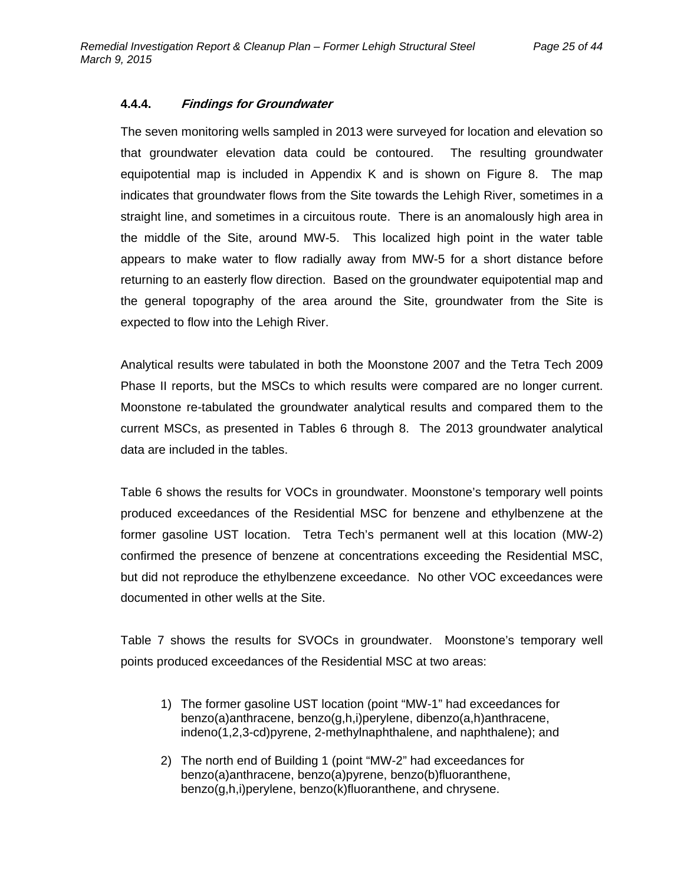#### 4.4.4. *Findings for Groundwater*

The seven monitoring wells sampled in 2013 were surveyed for location and elevation so that groundwater elevation data could be contoured. The resulting groundwater equipotential map is included in Appendix K and is shown on Figure 8. The map indicates that groundwater flows from the Site towards the Lehigh River, sometimes in a straight line, and sometimes in a circuitous route. There is an anomalously high area in the middle of the Site, around MW-5. This localized high point in the water table appears to make water to flow radially away from MW-5 for a short distance before returning to an easterly flow direction. Based on the groundwater equipotential map and the general topography of the area around the Site, groundwater from the Site is expected to flow into the Lehigh River.

Analytical results were tabulated in both the Moonstone 2007 and the Tetra Tech 2009 Phase II reports, but the MSCs to which results were compared are no longer current. Moonstone re-tabulated the groundwater analytical results and compared them to the current MSCs, as presented in Tables 6 through 8. The 2013 groundwater analytical data are included in the tables.

Table 6 shows the results for VOCs in groundwater. Moonstone's temporary well points produced exceedances of the Residential MSC for benzene and ethylbenzene at the former gasoline UST location. Tetra Tech's permanent well at this location (MW-2) confirmed the presence of benzene at concentrations exceeding the Residential MSC, but did not reproduce the ethylbenzene exceedance. No other VOC exceedances were documented in other wells at the Site.

Table 7 shows the results for SVOCs in groundwater. Moonstone's temporary well points produced exceedances of the Residential MSC at two areas:

1) The former gasoline UST location (point "MW-1" had exceedances for benzo(a)anthracene, benzo(g,h,i)perylene, dibenzo(a,h)anthracene, indeno(1,2,3-cd)pyrene, 2-methylnaphthalene, and naphthalene); and
2) The north end of Building 1 (point "MW-2" had exceedances for benzo(a)anthracene, benzo(a)pyrene, benzo(b)fluoranthene, benzo(g,h,i)perylene, benzo(k)fluoranthene, and chrysene.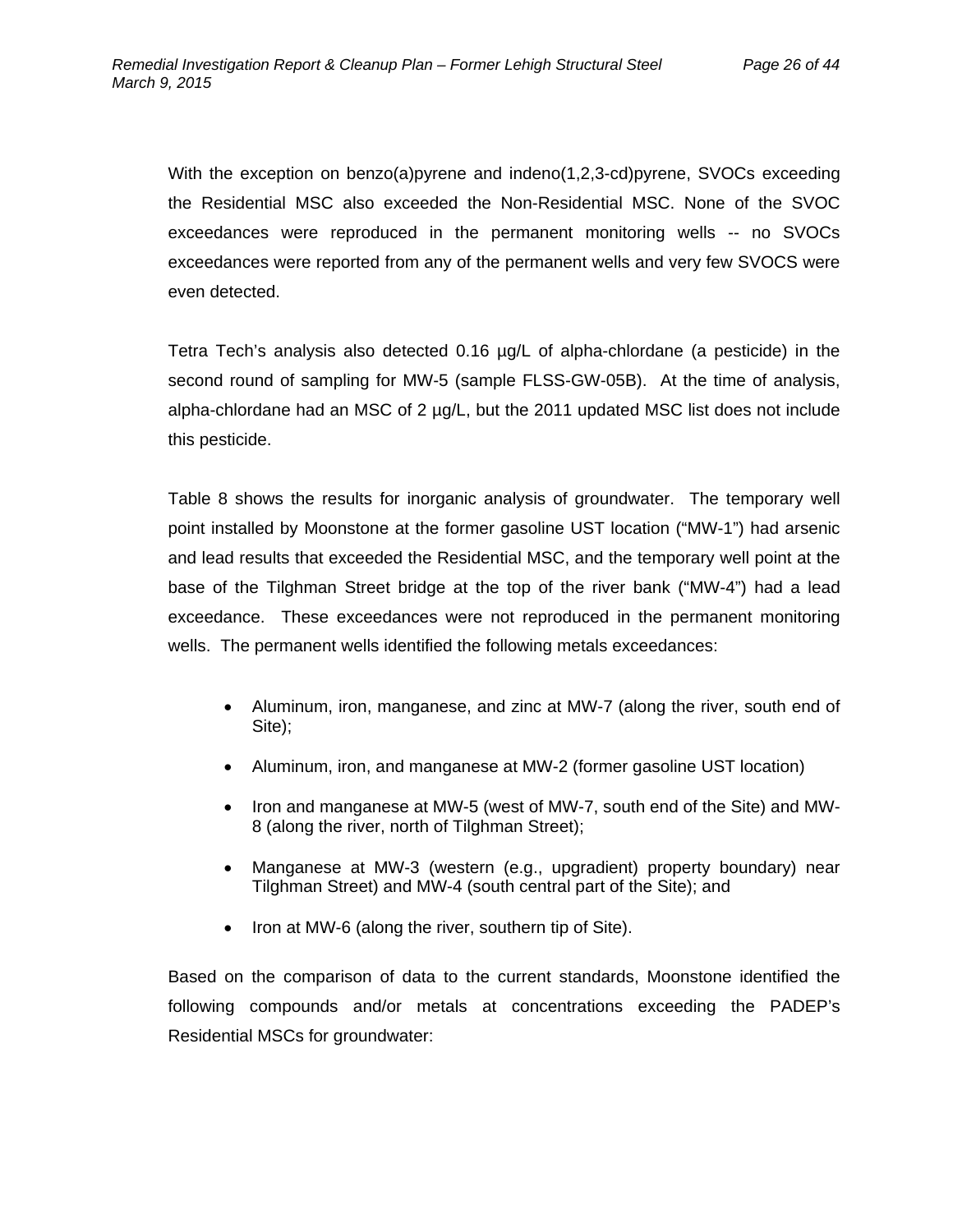With the exception on benzo(a)pyrene and indeno(1,2,3-cd)pyrene, SVOCs exceeding the Residential MSC also exceeded the Non-Residential MSC. None of the SVOC exceedances were reproduced in the permanent monitoring wells -- no SVOCs exceedances were reported from any of the permanent wells and very few SVOCS were even detected.

Tetra Tech's analysis also detected 0.16 µg/L of alpha-chlordane (a pesticide) in the second round of sampling for MW-5 (sample FLSS-GW-05B). At the time of analysis, alpha-chlordane had an MSC of 2 µg/L, but the 2011 updated MSC list does not include this pesticide.

Table 8 shows the results for inorganic analysis of groundwater. The temporary well point installed by Moonstone at the former gasoline UST location ("MW-1") had arsenic and lead results that exceeded the Residential MSC, and the temporary well point at the base of the Tilghman Street bridge at the top of the river bank ("MW-4") had a lead exceedance. These exceedances were not reproduced in the permanent monitoring wells. The permanent wells identified the following metals exceedances:

- Aluminum, iron, manganese, and zinc at MW-7 (along the river, south end of Site);
- Aluminum, iron, and manganese at MW-2 (former gasoline UST location)
- Iron and manganese at MW-5 (west of MW-7, south end of the Site) and MW-8 (along the river, north of Tilghman Street);
- Manganese at MW-3 (western (e.g., upgradient) property boundary) near Tilghman Street) and MW-4 (south central part of the Site); and
- Iron at MW-6 (along the river, southern tip of Site).

Based on the comparison of data to the current standards, Moonstone identified the following compounds and/or metals at concentrations exceeding the PADEP's Residential MSCs for groundwater: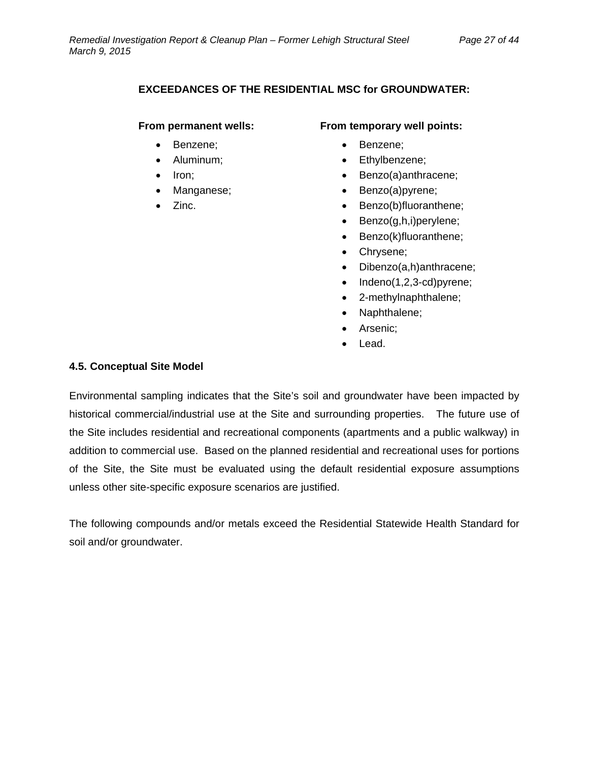**EXCEEDANCES OF THE RESIDENTIAL MSC for GROUNDWATER:**

**From permanent wells:**

- Benzene;
- Aluminum;
- Iron;
- Manganese;
- Zinc.

**From temporary well points:**

- Benzene;
- Ethylbenzene;
- Benzo(a)anthracene;
- Benzo(a)pyrene;
- Benzo(b)fluoranthene;
- Benzo(g,h,i)perylene;
- Benzo(k)fluoranthene;
- Chrysene;
- Dibenzo(a,h)anthracene;
- Indeno(1,2,3-cd)pyrene;
- 2-methylnaphthalene;
- Naphthalene;
- Arsenic;
- Lead.

### 4.5. Conceptual Site Model

Environmental sampling indicates that the Site's soil and groundwater have been impacted by historical commercial/industrial use at the Site and surrounding properties. The future use of the Site includes residential and recreational components (apartments and a public walkway) in addition to commercial use. Based on the planned residential and recreational uses for portions of the Site, the Site must be evaluated using the default residential exposure assumptions unless other site-specific exposure scenarios are justified.

The following compounds and/or metals exceed the Residential Statewide Health Standard for soil and/or groundwater.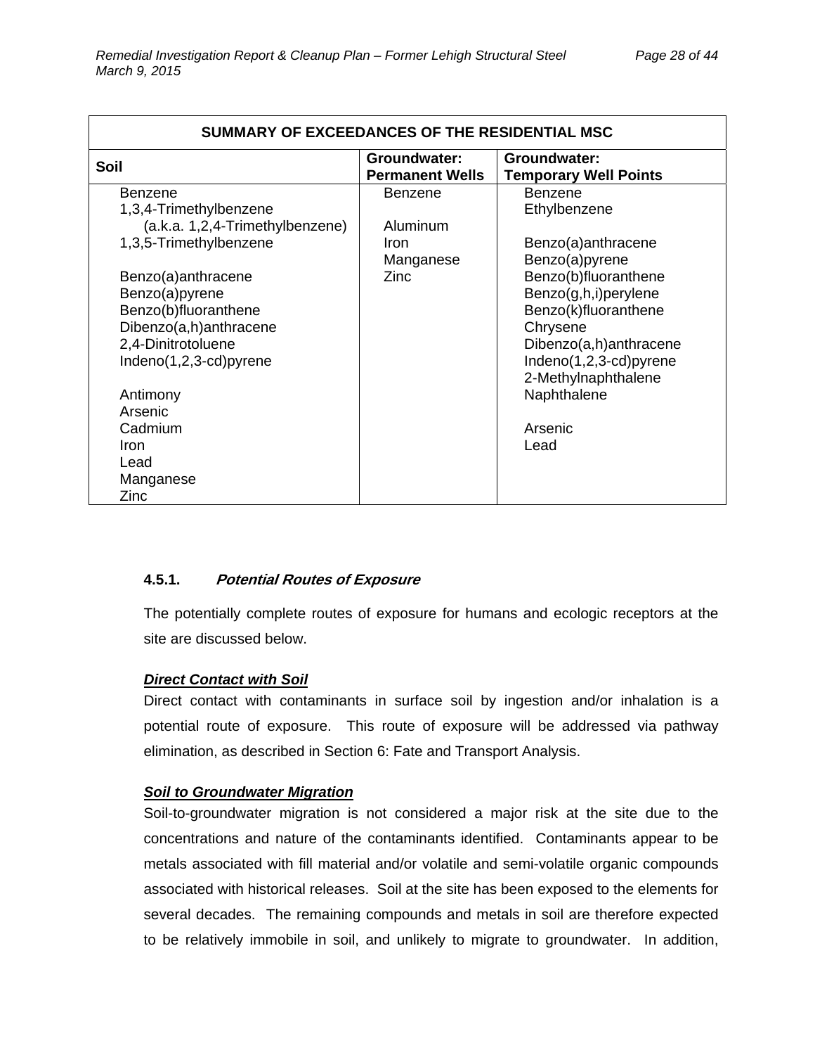| SUMMARY OF EXCEEDANCES OF THE RESIDENTIAL MSC | | |
|---|---|---|
| **Soil** | **Groundwater: Permanent Wells** | **Groundwater: Temporary Well Points** |
| Benzene | Benzene | Benzene |
| 1,3,4-Trimethylbenzene (a.k.a. 1,2,4-Trimethylbenzene) | | Ethylbenzene |
| 1,3,5-Trimethylbenzene | Aluminum | |
| | Iron | Benzo(a)anthracene |
| Benzo(a)anthracene | Manganese | Benzo(a)pyrene |
| Benzo(a)pyrene | Zinc | Benzo(b)fluoranthene |
| Benzo(b)fluoranthene | | Benzo(g,h,i)perylene |
| Dibenzo(a,h)anthracene | | Benzo(k)fluoranthene |
| 2,4-Dinitrotoluene | | Chrysene |
| Indeno(1,2,3-cd)pyrene | | Dibenzo(a,h)anthracene |
| | | Indeno(1,2,3-cd)pyrene |
| Antimony | | 2-Methylnaphthalene |
| Arsenic | | Naphthalene |
| Cadmium | | |
| Iron | | Arsenic |
| Lead | | Lead |
| Manganese | | |
| Zinc | | |

### 4.5.1. *Potential Routes of Exposure*

The potentially complete routes of exposure for humans and ecologic receptors at the site are discussed below.

***Direct Contact with Soil***

Direct contact with contaminants in surface soil by ingestion and/or inhalation is a potential route of exposure. This route of exposure will be addressed via pathway elimination, as described in Section 6: Fate and Transport Analysis.

***Soil to Groundwater Migration***

Soil-to-groundwater migration is not considered a major risk at the site due to the concentrations and nature of the contaminants identified. Contaminants appear to be metals associated with fill material and/or volatile and semi-volatile organic compounds associated with historical releases. Soil at the site has been exposed to the elements for several decades. The remaining compounds and metals in soil are therefore expected to be relatively immobile in soil, and unlikely to migrate to groundwater. In addition,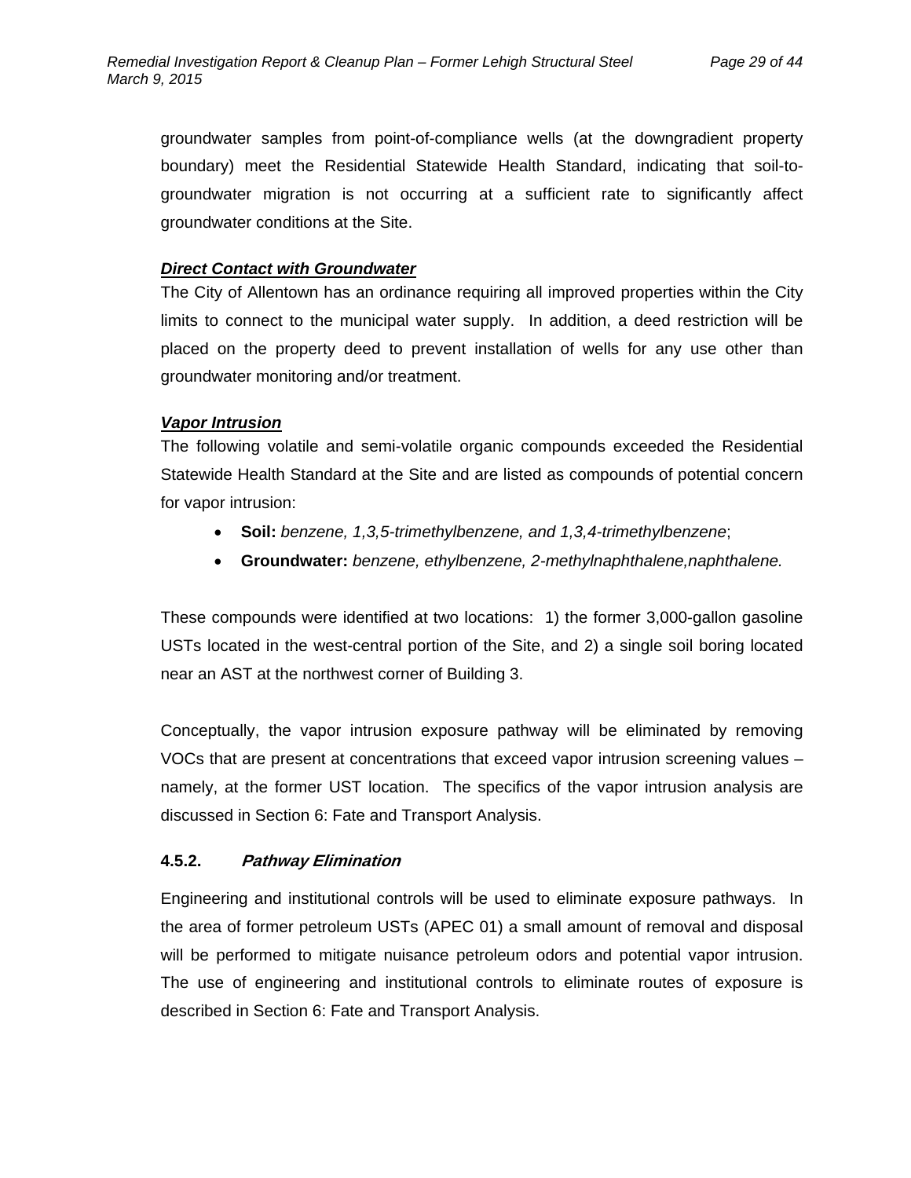groundwater samples from point-of-compliance wells (at the downgradient property boundary) meet the Residential Statewide Health Standard, indicating that soil-to-groundwater migration is not occurring at a sufficient rate to significantly affect groundwater conditions at the Site.

***Direct Contact with Groundwater***

The City of Allentown has an ordinance requiring all improved properties within the City limits to connect to the municipal water supply. In addition, a deed restriction will be placed on the property deed to prevent installation of wells for any use other than groundwater monitoring and/or treatment.

***Vapor Intrusion***

The following volatile and semi-volatile organic compounds exceeded the Residential Statewide Health Standard at the Site and are listed as compounds of potential concern for vapor intrusion:

- **Soil:** *benzene, 1,3,5-trimethylbenzene, and 1,3,4-trimethylbenzene*;
- **Groundwater:** *benzene, ethylbenzene, 2-methylnaphthalene,naphthalene.*

These compounds were identified at two locations: 1) the former 3,000-gallon gasoline USTs located in the west-central portion of the Site, and 2) a single soil boring located near an AST at the northwest corner of Building 3.

Conceptually, the vapor intrusion exposure pathway will be eliminated by removing VOCs that are present at concentrations that exceed vapor intrusion screening values – namely, at the former UST location. The specifics of the vapor intrusion analysis are discussed in Section 6: Fate and Transport Analysis.

#### 4.5.2. *Pathway Elimination*

Engineering and institutional controls will be used to eliminate exposure pathways. In the area of former petroleum USTs (APEC 01) a small amount of removal and disposal will be performed to mitigate nuisance petroleum odors and potential vapor intrusion. The use of engineering and institutional controls to eliminate routes of exposure is described in Section 6: Fate and Transport Analysis.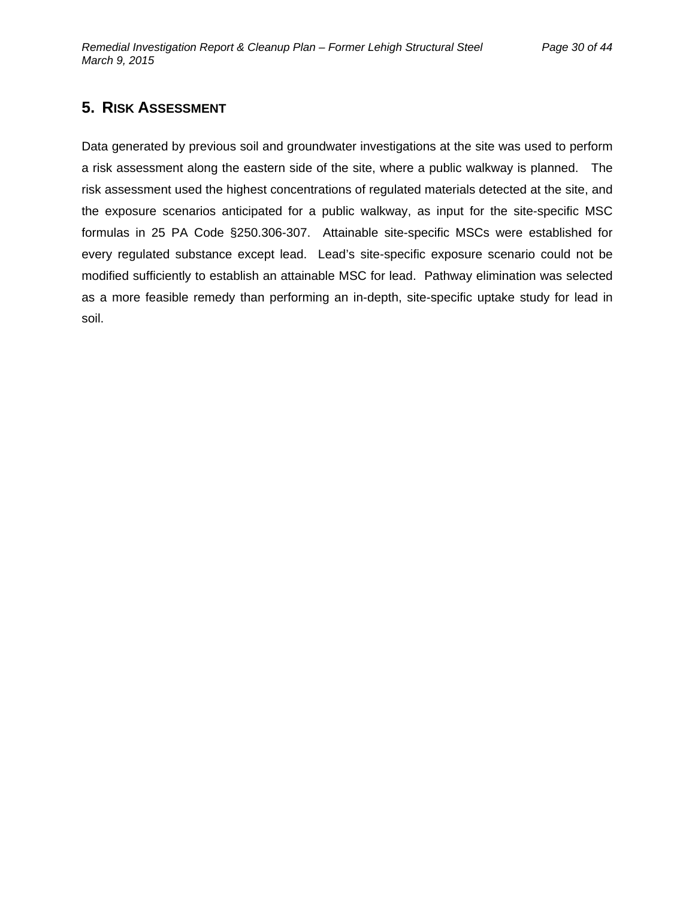# 5. Risk Assessment

Data generated by previous soil and groundwater investigations at the site was used to perform a risk assessment along the eastern side of the site, where a public walkway is planned. The risk assessment used the highest concentrations of regulated materials detected at the site, and the exposure scenarios anticipated for a public walkway, as input for the site-specific MSC formulas in 25 PA Code §250.306-307. Attainable site-specific MSCs were established for every regulated substance except lead. Lead's site-specific exposure scenario could not be modified sufficiently to establish an attainable MSC for lead. Pathway elimination was selected as a more feasible remedy than performing an in-depth, site-specific uptake study for lead in soil.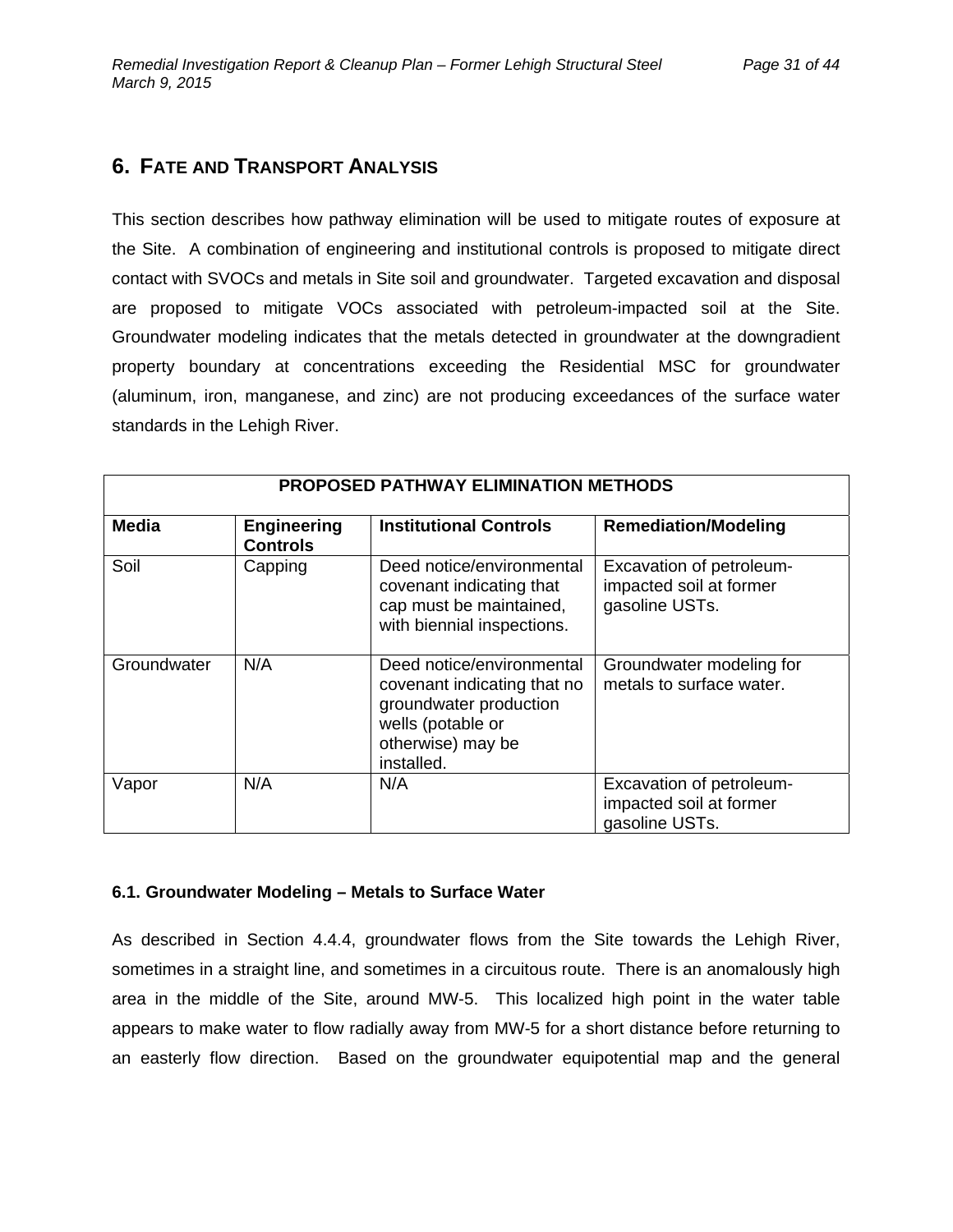# 6. FATE AND TRANSPORT ANALYSIS

This section describes how pathway elimination will be used to mitigate routes of exposure at the Site. A combination of engineering and institutional controls is proposed to mitigate direct contact with SVOCs and metals in Site soil and groundwater. Targeted excavation and disposal are proposed to mitigate VOCs associated with petroleum-impacted soil at the Site. Groundwater modeling indicates that the metals detected in groundwater at the downgradient property boundary at concentrations exceeding the Residential MSC for groundwater (aluminum, iron, manganese, and zinc) are not producing exceedances of the surface water standards in the Lehigh River.

| PROPOSED PATHWAY ELIMINATION METHODS | | | |
|---|---|---|---|
| **Media** | **Engineering Controls** | **Institutional Controls** | **Remediation/Modeling** |
| Soil | Capping | Deed notice/environmental covenant indicating that cap must be maintained, with biennial inspections. | Excavation of petroleum-impacted soil at former gasoline USTs. |
| Groundwater | N/A | Deed notice/environmental covenant indicating that no groundwater production wells (potable or otherwise) may be installed. | Groundwater modeling for metals to surface water. |
| Vapor | N/A | N/A | Excavation of petroleum-impacted soil at former gasoline USTs. |

### 6.1. Groundwater Modeling – Metals to Surface Water

As described in Section 4.4.4, groundwater flows from the Site towards the Lehigh River, sometimes in a straight line, and sometimes in a circuitous route. There is an anomalously high area in the middle of the Site, around MW-5. This localized high point in the water table appears to make water to flow radially away from MW-5 for a short distance before returning to an easterly flow direction. Based on the groundwater equipotential map and the general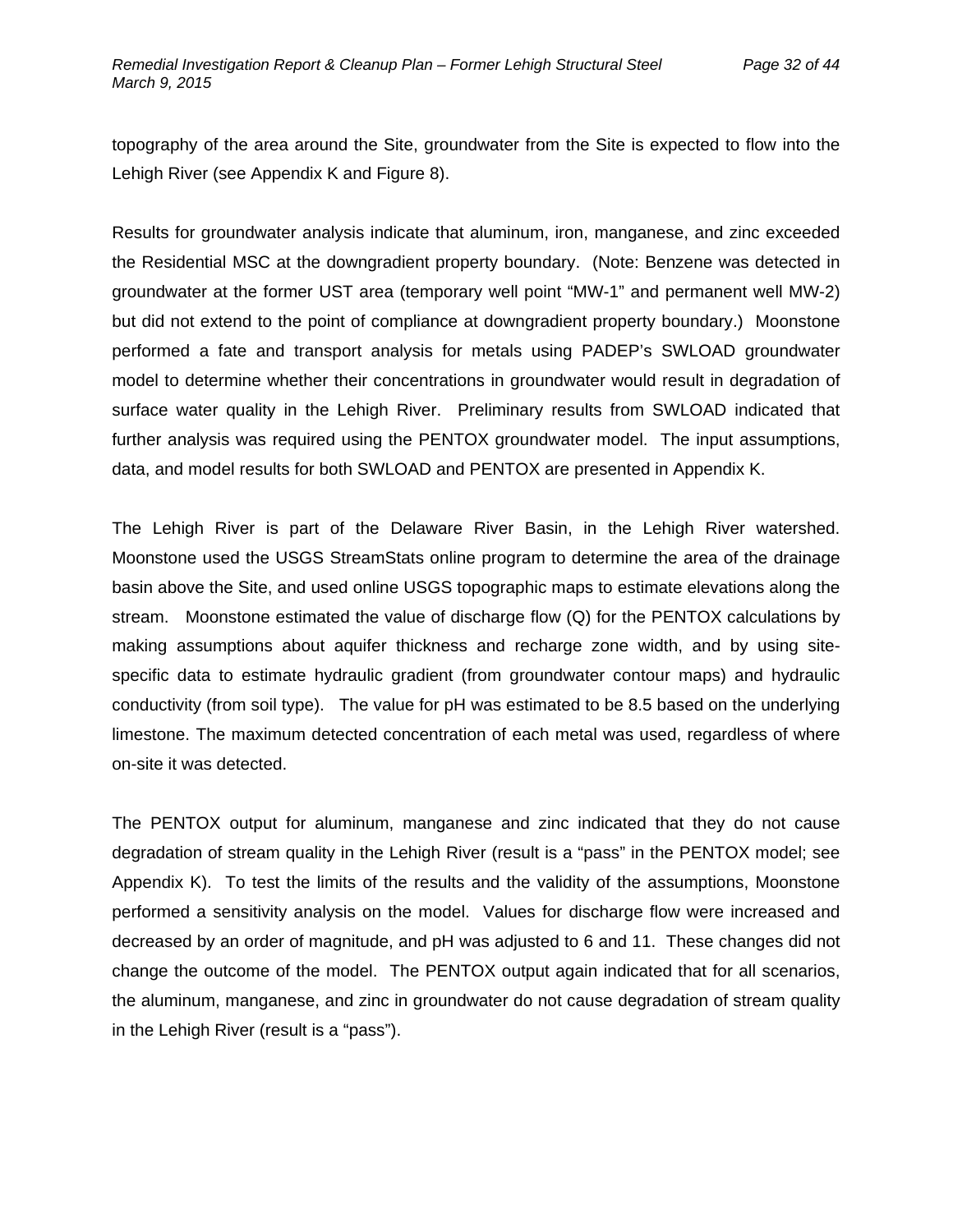topography of the area around the Site, groundwater from the Site is expected to flow into the Lehigh River (see Appendix K and Figure 8).

Results for groundwater analysis indicate that aluminum, iron, manganese, and zinc exceeded the Residential MSC at the downgradient property boundary. (Note: Benzene was detected in groundwater at the former UST area (temporary well point "MW-1" and permanent well MW-2) but did not extend to the point of compliance at downgradient property boundary.) Moonstone performed a fate and transport analysis for metals using PADEP's SWLOAD groundwater model to determine whether their concentrations in groundwater would result in degradation of surface water quality in the Lehigh River. Preliminary results from SWLOAD indicated that further analysis was required using the PENTOX groundwater model. The input assumptions, data, and model results for both SWLOAD and PENTOX are presented in Appendix K.

The Lehigh River is part of the Delaware River Basin, in the Lehigh River watershed. Moonstone used the USGS StreamStats online program to determine the area of the drainage basin above the Site, and used online USGS topographic maps to estimate elevations along the stream. Moonstone estimated the value of discharge flow (Q) for the PENTOX calculations by making assumptions about aquifer thickness and recharge zone width, and by using site-specific data to estimate hydraulic gradient (from groundwater contour maps) and hydraulic conductivity (from soil type). The value for pH was estimated to be 8.5 based on the underlying limestone. The maximum detected concentration of each metal was used, regardless of where on-site it was detected.

The PENTOX output for aluminum, manganese and zinc indicated that they do not cause degradation of stream quality in the Lehigh River (result is a "pass" in the PENTOX model; see Appendix K). To test the limits of the results and the validity of the assumptions, Moonstone performed a sensitivity analysis on the model. Values for discharge flow were increased and decreased by an order of magnitude, and pH was adjusted to 6 and 11. These changes did not change the outcome of the model. The PENTOX output again indicated that for all scenarios, the aluminum, manganese, and zinc in groundwater do not cause degradation of stream quality in the Lehigh River (result is a "pass").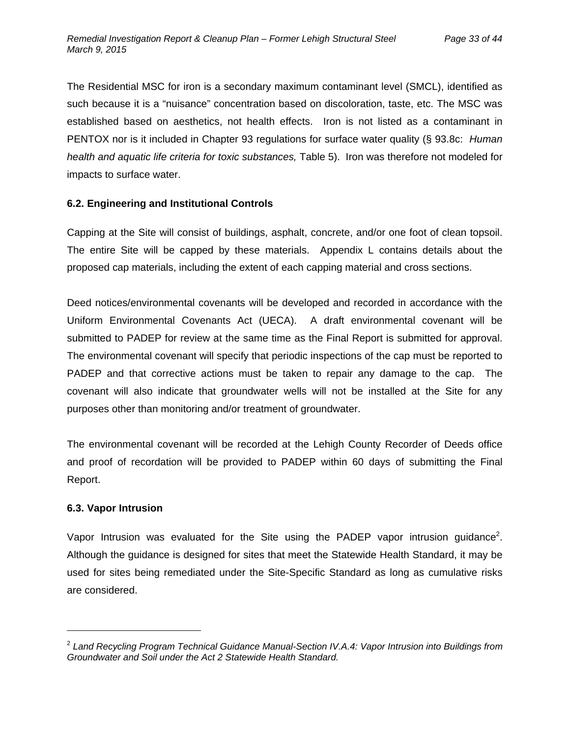The Residential MSC for iron is a secondary maximum contaminant level (SMCL), identified as such because it is a "nuisance" concentration based on discoloration, taste, etc. The MSC was established based on aesthetics, not health effects. Iron is not listed as a contaminant in PENTOX nor is it included in Chapter 93 regulations for surface water quality (§ 93.8c: *Human health and aquatic life criteria for toxic substances,* Table 5). Iron was therefore not modeled for impacts to surface water.

### 6.2. Engineering and Institutional Controls

Capping at the Site will consist of buildings, asphalt, concrete, and/or one foot of clean topsoil. The entire Site will be capped by these materials. Appendix L contains details about the proposed cap materials, including the extent of each capping material and cross sections.

Deed notices/environmental covenants will be developed and recorded in accordance with the Uniform Environmental Covenants Act (UECA). A draft environmental covenant will be submitted to PADEP for review at the same time as the Final Report is submitted for approval. The environmental covenant will specify that periodic inspections of the cap must be reported to PADEP and that corrective actions must be taken to repair any damage to the cap. The covenant will also indicate that groundwater wells will not be installed at the Site for any purposes other than monitoring and/or treatment of groundwater.

The environmental covenant will be recorded at the Lehigh County Recorder of Deeds office and proof of recordation will be provided to PADEP within 60 days of submitting the Final Report.

### 6.3. Vapor Intrusion

Vapor Intrusion was evaluated for the Site using the PADEP vapor intrusion guidance[2]. Although the guidance is designed for sites that meet the Statewide Health Standard, it may be used for sites being remediated under the Site-Specific Standard as long as cumulative risks are considered.

---

[2] *Land Recycling Program Technical Guidance Manual-Section IV.A.4: Vapor Intrusion into Buildings from Groundwater and Soil under the Act 2 Statewide Health Standard.*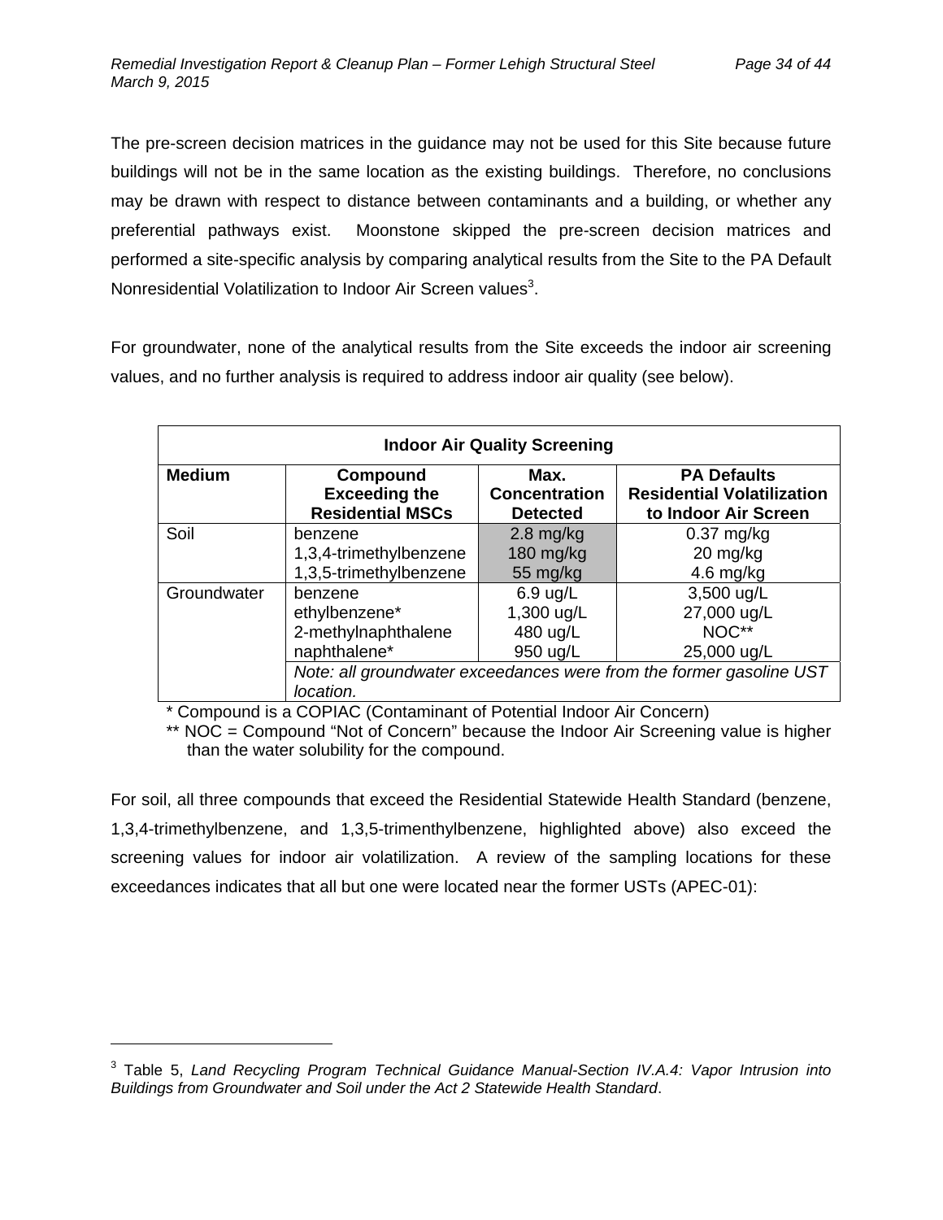The pre-screen decision matrices in the guidance may not be used for this Site because future buildings will not be in the same location as the existing buildings. Therefore, no conclusions may be drawn with respect to distance between contaminants and a building, or whether any preferential pathways exist. Moonstone skipped the pre-screen decision matrices and performed a site-specific analysis by comparing analytical results from the Site to the PA Default Nonresidential Volatilization to Indoor Air Screen values[3].

For groundwater, none of the analytical results from the Site exceeds the indoor air screening values, and no further analysis is required to address indoor air quality (see below).

| Indoor Air Quality Screening | | | |
|---|---|---|---|
| **Medium** | **Compound Exceeding the Residential MSCs** | **Max. Concentration Detected** | **PA Defaults Residential Volatilization to Indoor Air Screen** |
| Soil | benzene | 2.8 mg/kg | 0.37 mg/kg |
| | 1,3,4-trimethylbenzene | 180 mg/kg | 20 mg/kg |
| | 1,3,5-trimethylbenzene | 55 mg/kg | 4.6 mg/kg |
| Groundwater | benzene | 6.9 ug/L | 3,500 ug/L |
| | ethylbenzene* | 1,300 ug/L | 27,000 ug/L |
| | 2-methylnaphthalene | 480 ug/L | NOC** |
| | naphthalene* | 950 ug/L | 25,000 ug/L |
| | *Note: all groundwater exceedances were from the former gasoline UST location.* | | |

\* Compound is a COPIAC (Contaminant of Potential Indoor Air Concern)

\*\* NOC = Compound "Not of Concern" because the Indoor Air Screening value is higher than the water solubility for the compound.

For soil, all three compounds that exceed the Residential Statewide Health Standard (benzene, 1,3,4-trimethylbenzene, and 1,3,5-trimenthylbenzene, highlighted above) also exceed the screening values for indoor air volatilization. A review of the sampling locations for these exceedances indicates that all but one were located near the former USTs (APEC-01):

---

[3] Table 5, *Land Recycling Program Technical Guidance Manual-Section IV.A.4: Vapor Intrusion into Buildings from Groundwater and Soil under the Act 2 Statewide Health Standard*.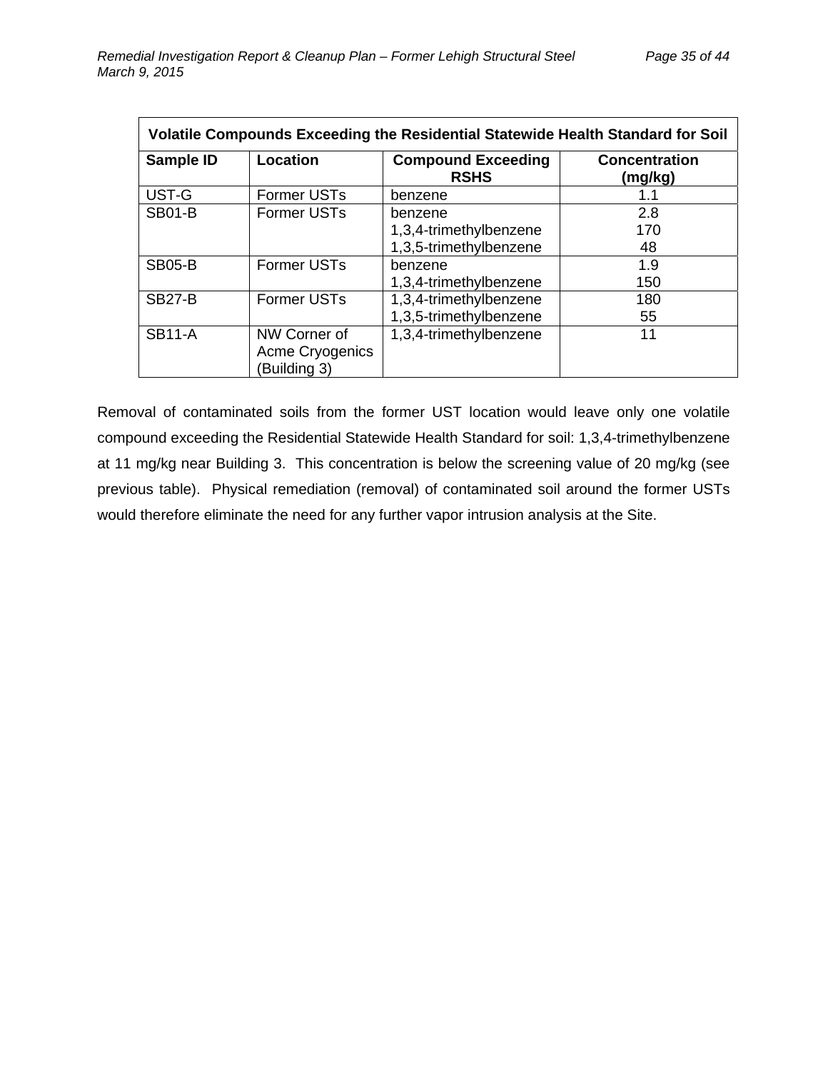| Volatile Compounds Exceeding the Residential Statewide Health Standard for Soil | | | |
|---|---|---|---|
| **Sample ID** | **Location** | **Compound Exceeding RSHS** | **Concentration (mg/kg)** |
| UST-G | Former USTs | benzene | 1.1 |
| SB01-B | Former USTs | benzene<br>1,3,4-trimethylbenzene<br>1,3,5-trimethylbenzene | 2.8<br>170<br>48 |
| SB05-B | Former USTs | benzene<br>1,3,4-trimethylbenzene | 1.9<br>150 |
| SB27-B | Former USTs | 1,3,4-trimethylbenzene<br>1,3,5-trimethylbenzene | 180<br>55 |
| SB11-A | NW Corner of Acme Cryogenics (Building 3) | 1,3,4-trimethylbenzene | 11 |

Removal of contaminated soils from the former UST location would leave only one volatile compound exceeding the Residential Statewide Health Standard for soil: 1,3,4-trimethylbenzene at 11 mg/kg near Building 3. This concentration is below the screening value of 20 mg/kg (see previous table). Physical remediation (removal) of contaminated soil around the former USTs would therefore eliminate the need for any further vapor intrusion analysis at the Site.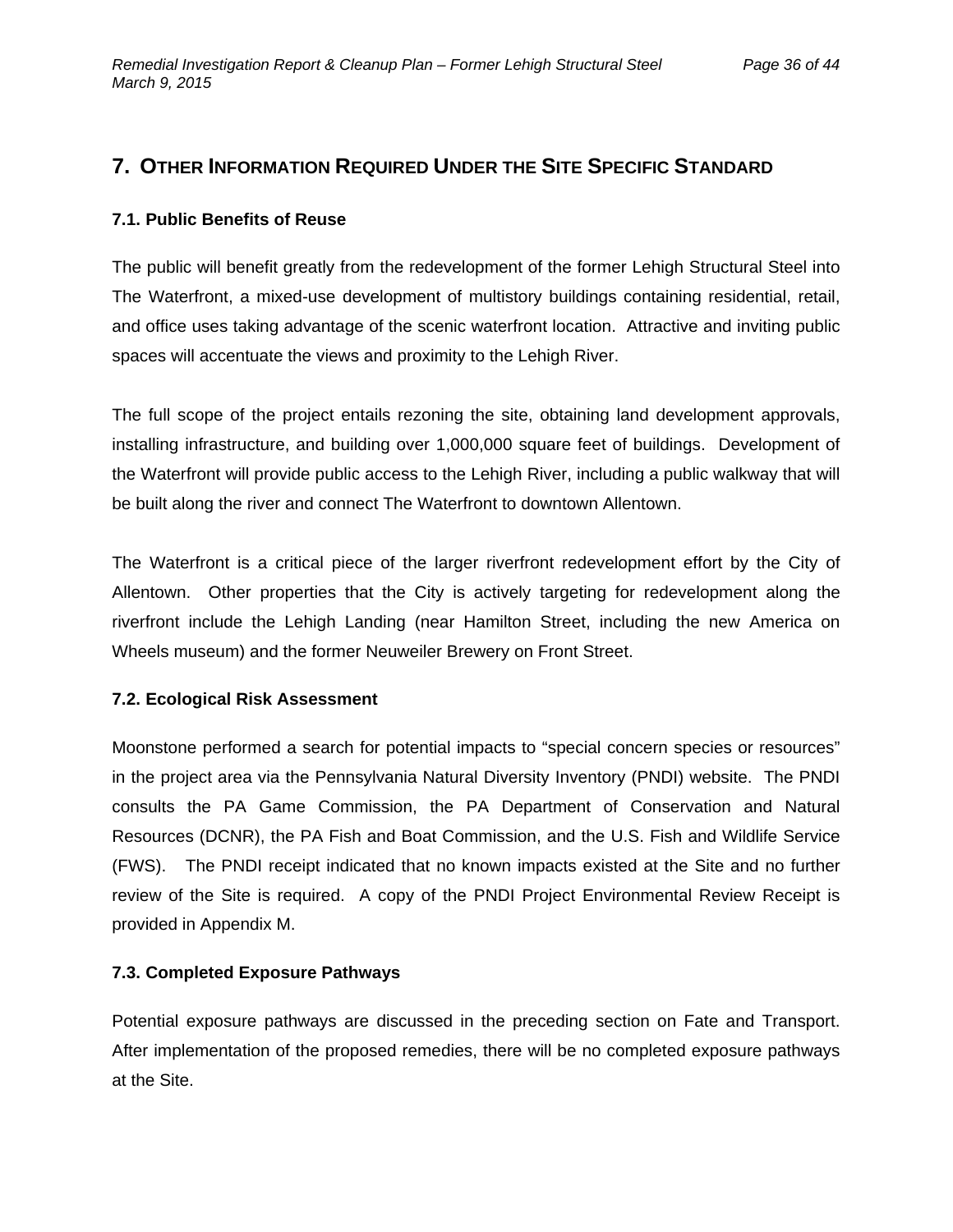# 7. OTHER INFORMATION REQUIRED UNDER THE SITE SPECIFIC STANDARD

## 7.1. Public Benefits of Reuse

The public will benefit greatly from the redevelopment of the former Lehigh Structural Steel into The Waterfront, a mixed-use development of multistory buildings containing residential, retail, and office uses taking advantage of the scenic waterfront location. Attractive and inviting public spaces will accentuate the views and proximity to the Lehigh River.

The full scope of the project entails rezoning the site, obtaining land development approvals, installing infrastructure, and building over 1,000,000 square feet of buildings. Development of the Waterfront will provide public access to the Lehigh River, including a public walkway that will be built along the river and connect The Waterfront to downtown Allentown.

The Waterfront is a critical piece of the larger riverfront redevelopment effort by the City of Allentown. Other properties that the City is actively targeting for redevelopment along the riverfront include the Lehigh Landing (near Hamilton Street, including the new America on Wheels museum) and the former Neuweiler Brewery on Front Street.

## 7.2. Ecological Risk Assessment

Moonstone performed a search for potential impacts to "special concern species or resources" in the project area via the Pennsylvania Natural Diversity Inventory (PNDI) website. The PNDI consults the PA Game Commission, the PA Department of Conservation and Natural Resources (DCNR), the PA Fish and Boat Commission, and the U.S. Fish and Wildlife Service (FWS). The PNDI receipt indicated that no known impacts existed at the Site and no further review of the Site is required. A copy of the PNDI Project Environmental Review Receipt is provided in Appendix M.

## 7.3. Completed Exposure Pathways

Potential exposure pathways are discussed in the preceding section on Fate and Transport. After implementation of the proposed remedies, there will be no completed exposure pathways at the Site.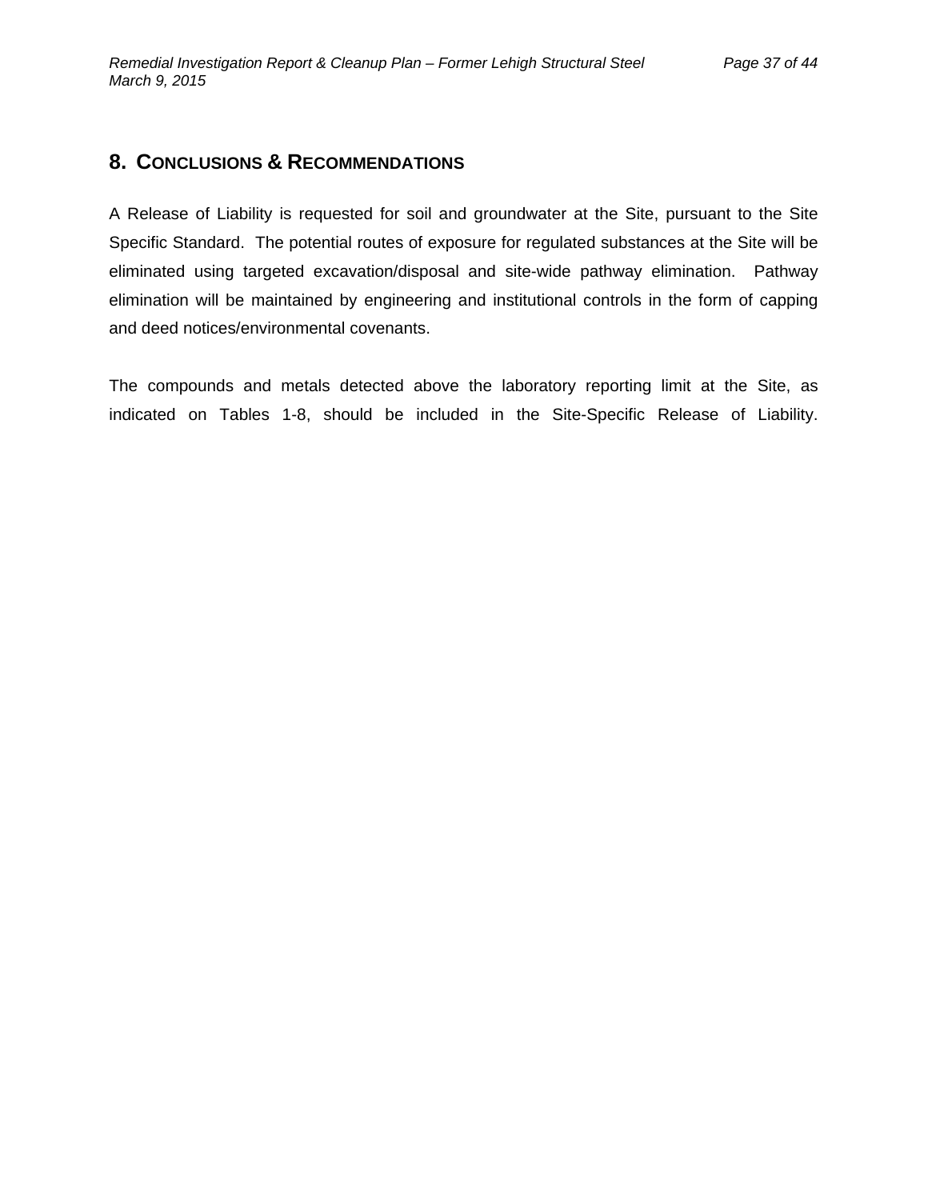## 8. Conclusions & Recommendations

A Release of Liability is requested for soil and groundwater at the Site, pursuant to the Site Specific Standard. The potential routes of exposure for regulated substances at the Site will be eliminated using targeted excavation/disposal and site-wide pathway elimination. Pathway elimination will be maintained by engineering and institutional controls in the form of capping and deed notices/environmental covenants.

The compounds and metals detected above the laboratory reporting limit at the Site, as indicated on Tables 1-8, should be included in the Site-Specific Release of Liability.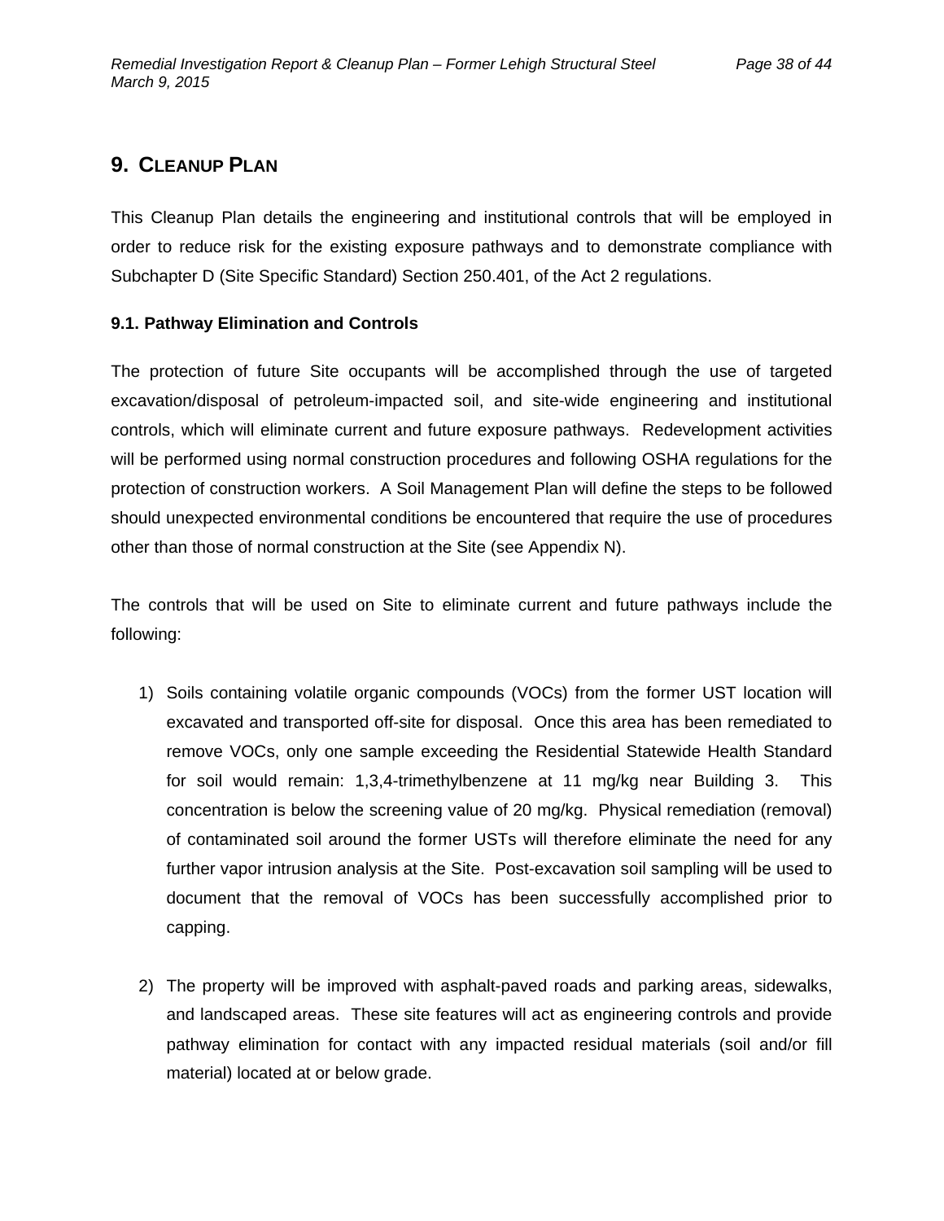# 9. Cleanup Plan

This Cleanup Plan details the engineering and institutional controls that will be employed in order to reduce risk for the existing exposure pathways and to demonstrate compliance with Subchapter D (Site Specific Standard) Section 250.401, of the Act 2 regulations.

### 9.1. Pathway Elimination and Controls

The protection of future Site occupants will be accomplished through the use of targeted excavation/disposal of petroleum-impacted soil, and site-wide engineering and institutional controls, which will eliminate current and future exposure pathways. Redevelopment activities will be performed using normal construction procedures and following OSHA regulations for the protection of construction workers. A Soil Management Plan will define the steps to be followed should unexpected environmental conditions be encountered that require the use of procedures other than those of normal construction at the Site (see Appendix N).

The controls that will be used on Site to eliminate current and future pathways include the following:

1) Soils containing volatile organic compounds (VOCs) from the former UST location will excavated and transported off-site for disposal. Once this area has been remediated to remove VOCs, only one sample exceeding the Residential Statewide Health Standard for soil would remain: 1,3,4-trimethylbenzene at 11 mg/kg near Building 3. This concentration is below the screening value of 20 mg/kg. Physical remediation (removal) of contaminated soil around the former USTs will therefore eliminate the need for any further vapor intrusion analysis at the Site. Post-excavation soil sampling will be used to document that the removal of VOCs has been successfully accomplished prior to capping.

2) The property will be improved with asphalt-paved roads and parking areas, sidewalks, and landscaped areas. These site features will act as engineering controls and provide pathway elimination for contact with any impacted residual materials (soil and/or fill material) located at or below grade.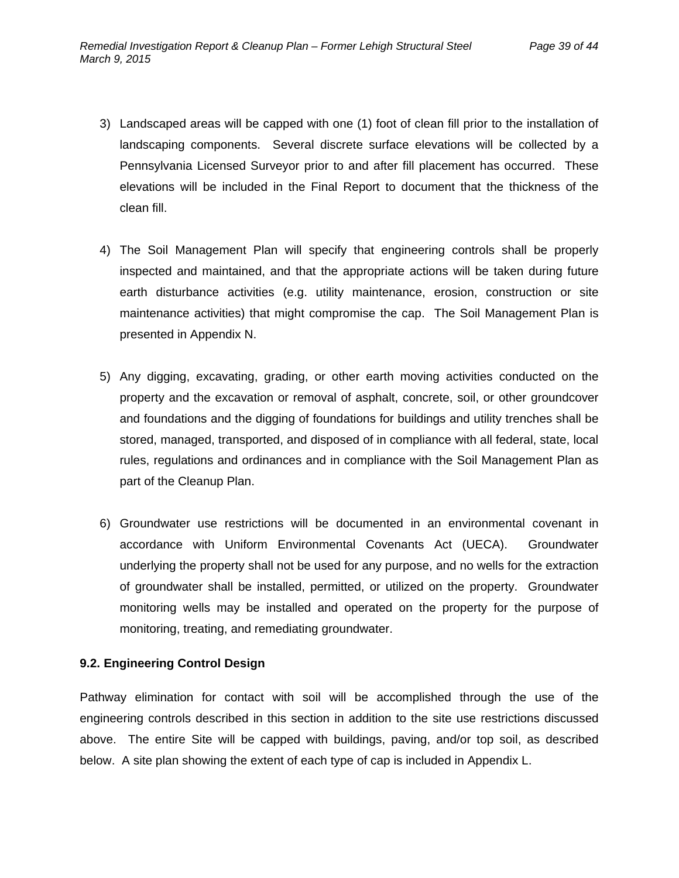3) Landscaped areas will be capped with one (1) foot of clean fill prior to the installation of landscaping components. Several discrete surface elevations will be collected by a Pennsylvania Licensed Surveyor prior to and after fill placement has occurred. These elevations will be included in the Final Report to document that the thickness of the clean fill.

4) The Soil Management Plan will specify that engineering controls shall be properly inspected and maintained, and that the appropriate actions will be taken during future earth disturbance activities (e.g. utility maintenance, erosion, construction or site maintenance activities) that might compromise the cap. The Soil Management Plan is presented in Appendix N.

5) Any digging, excavating, grading, or other earth moving activities conducted on the property and the excavation or removal of asphalt, concrete, soil, or other groundcover and foundations and the digging of foundations for buildings and utility trenches shall be stored, managed, transported, and disposed of in compliance with all federal, state, local rules, regulations and ordinances and in compliance with the Soil Management Plan as part of the Cleanup Plan.

6) Groundwater use restrictions will be documented in an environmental covenant in accordance with Uniform Environmental Covenants Act (UECA). Groundwater underlying the property shall not be used for any purpose, and no wells for the extraction of groundwater shall be installed, permitted, or utilized on the property. Groundwater monitoring wells may be installed and operated on the property for the purpose of monitoring, treating, and remediating groundwater.

### 9.2. Engineering Control Design

Pathway elimination for contact with soil will be accomplished through the use of the engineering controls described in this section in addition to the site use restrictions discussed above. The entire Site will be capped with buildings, paving, and/or top soil, as described below. A site plan showing the extent of each type of cap is included in Appendix L.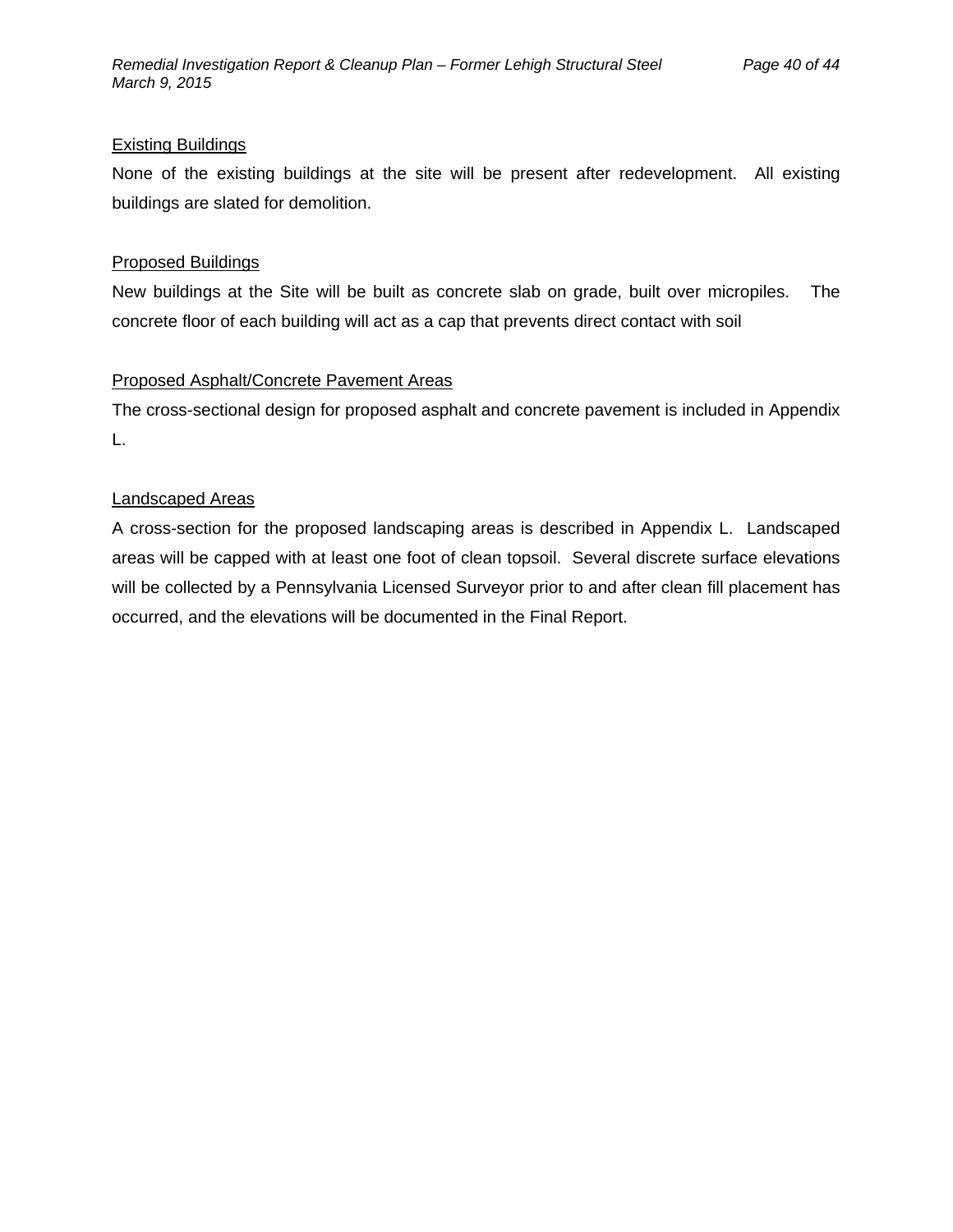<u>Existing Buildings</u>

None of the existing buildings at the site will be present after redevelopment. All existing buildings are slated for demolition.

<u>Proposed Buildings</u>

New buildings at the Site will be built as concrete slab on grade, built over micropiles. The concrete floor of each building will act as a cap that prevents direct contact with soil

<u>Proposed Asphalt/Concrete Pavement Areas</u>

The cross-sectional design for proposed asphalt and concrete pavement is included in Appendix L.

<u>Landscaped Areas</u>

A cross-section for the proposed landscaping areas is described in Appendix L. Landscaped areas will be capped with at least one foot of clean topsoil. Several discrete surface elevations will be collected by a Pennsylvania Licensed Surveyor prior to and after clean fill placement has occurred, and the elevations will be documented in the Final Report.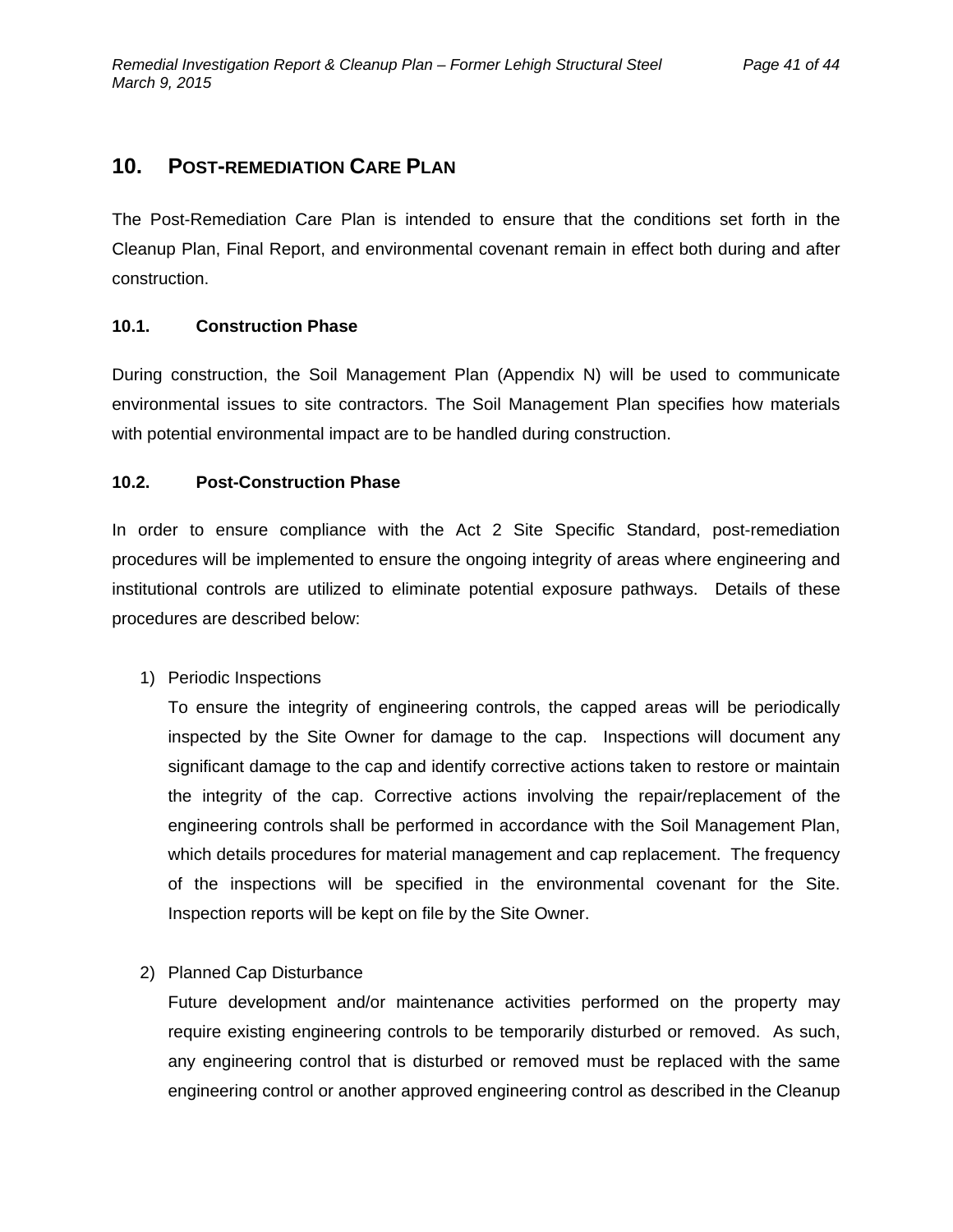## 10. Post-remediation Care Plan

The Post-Remediation Care Plan is intended to ensure that the conditions set forth in the Cleanup Plan, Final Report, and environmental covenant remain in effect both during and after construction.

### 10.1. Construction Phase

During construction, the Soil Management Plan (Appendix N) will be used to communicate environmental issues to site contractors. The Soil Management Plan specifies how materials with potential environmental impact are to be handled during construction.

### 10.2. Post-Construction Phase

In order to ensure compliance with the Act 2 Site Specific Standard, post-remediation procedures will be implemented to ensure the ongoing integrity of areas where engineering and institutional controls are utilized to eliminate potential exposure pathways. Details of these procedures are described below:

1) Periodic Inspections

   To ensure the integrity of engineering controls, the capped areas will be periodically inspected by the Site Owner for damage to the cap. Inspections will document any significant damage to the cap and identify corrective actions taken to restore or maintain the integrity of the cap. Corrective actions involving the repair/replacement of the engineering controls shall be performed in accordance with the Soil Management Plan, which details procedures for material management and cap replacement. The frequency of the inspections will be specified in the environmental covenant for the Site. Inspection reports will be kept on file by the Site Owner.

2) Planned Cap Disturbance

   Future development and/or maintenance activities performed on the property may require existing engineering controls to be temporarily disturbed or removed. As such, any engineering control that is disturbed or removed must be replaced with the same engineering control or another approved engineering control as described in the Cleanup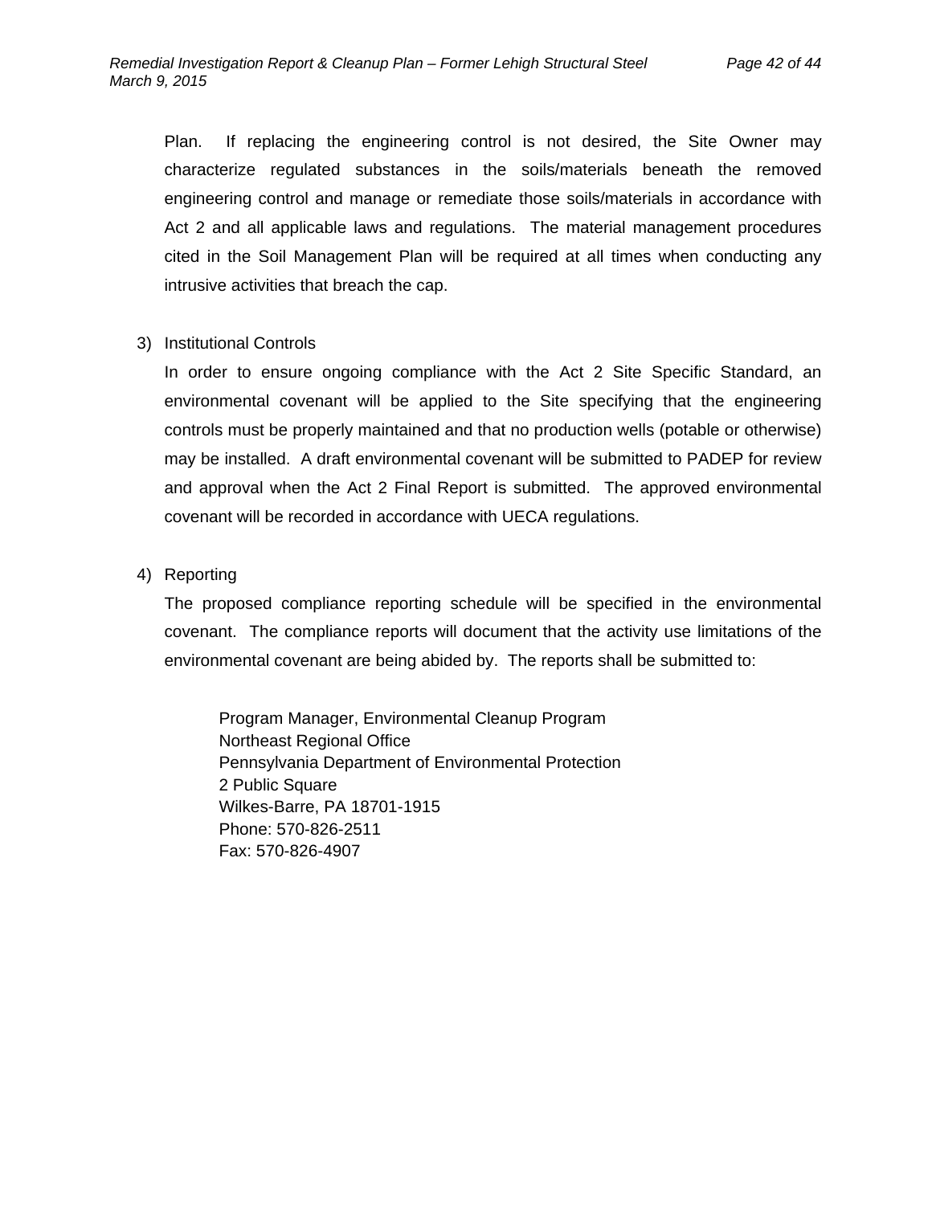Plan. If replacing the engineering control is not desired, the Site Owner may characterize regulated substances in the soils/materials beneath the removed engineering control and manage or remediate those soils/materials in accordance with Act 2 and all applicable laws and regulations. The material management procedures cited in the Soil Management Plan will be required at all times when conducting any intrusive activities that breach the cap.

3) Institutional Controls

In order to ensure ongoing compliance with the Act 2 Site Specific Standard, an environmental covenant will be applied to the Site specifying that the engineering controls must be properly maintained and that no production wells (potable or otherwise) may be installed. A draft environmental covenant will be submitted to PADEP for review and approval when the Act 2 Final Report is submitted. The approved environmental covenant will be recorded in accordance with UECA regulations.

4) Reporting

The proposed compliance reporting schedule will be specified in the environmental covenant. The compliance reports will document that the activity use limitations of the environmental covenant are being abided by. The reports shall be submitted to:

Program Manager, Environmental Cleanup Program  
Northeast Regional Office  
Pennsylvania Department of Environmental Protection  
2 Public Square  
Wilkes-Barre, PA 18701-1915  
Phone: 570-826-2511  
Fax: 570-826-4907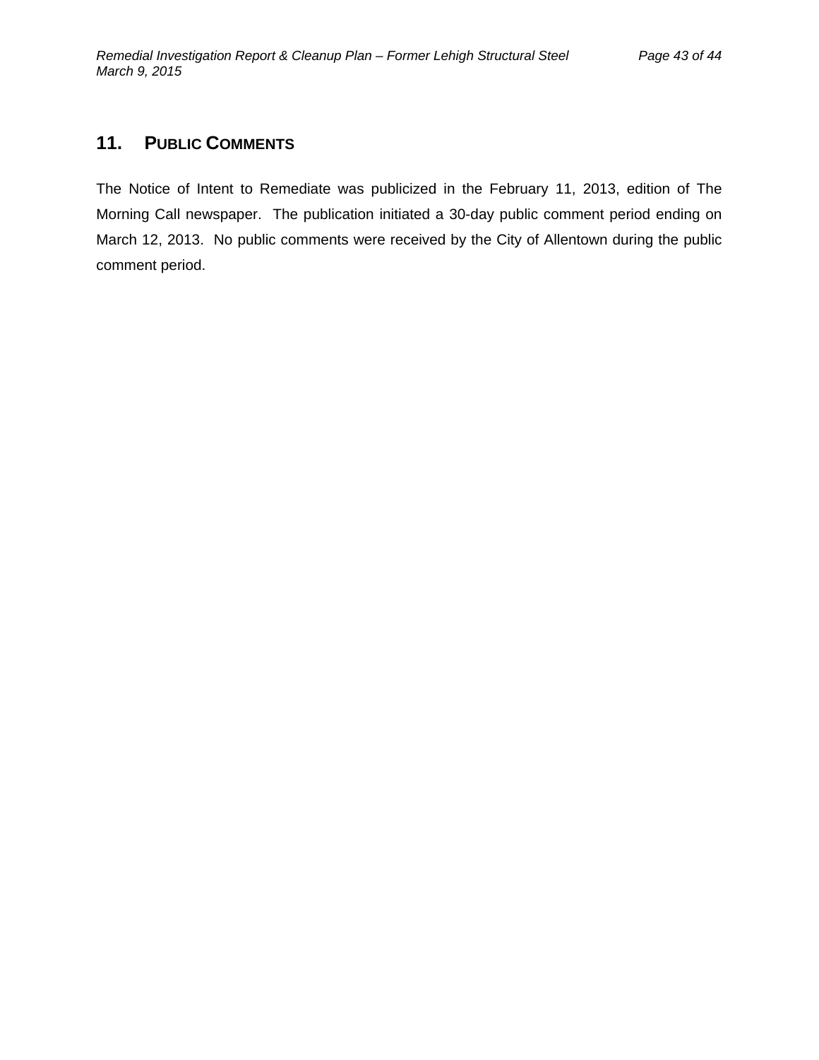## 11. PUBLIC COMMENTS

The Notice of Intent to Remediate was publicized in the February 11, 2013, edition of The Morning Call newspaper. The publication initiated a 30-day public comment period ending on March 12, 2013. No public comments were received by the City of Allentown during the public comment period.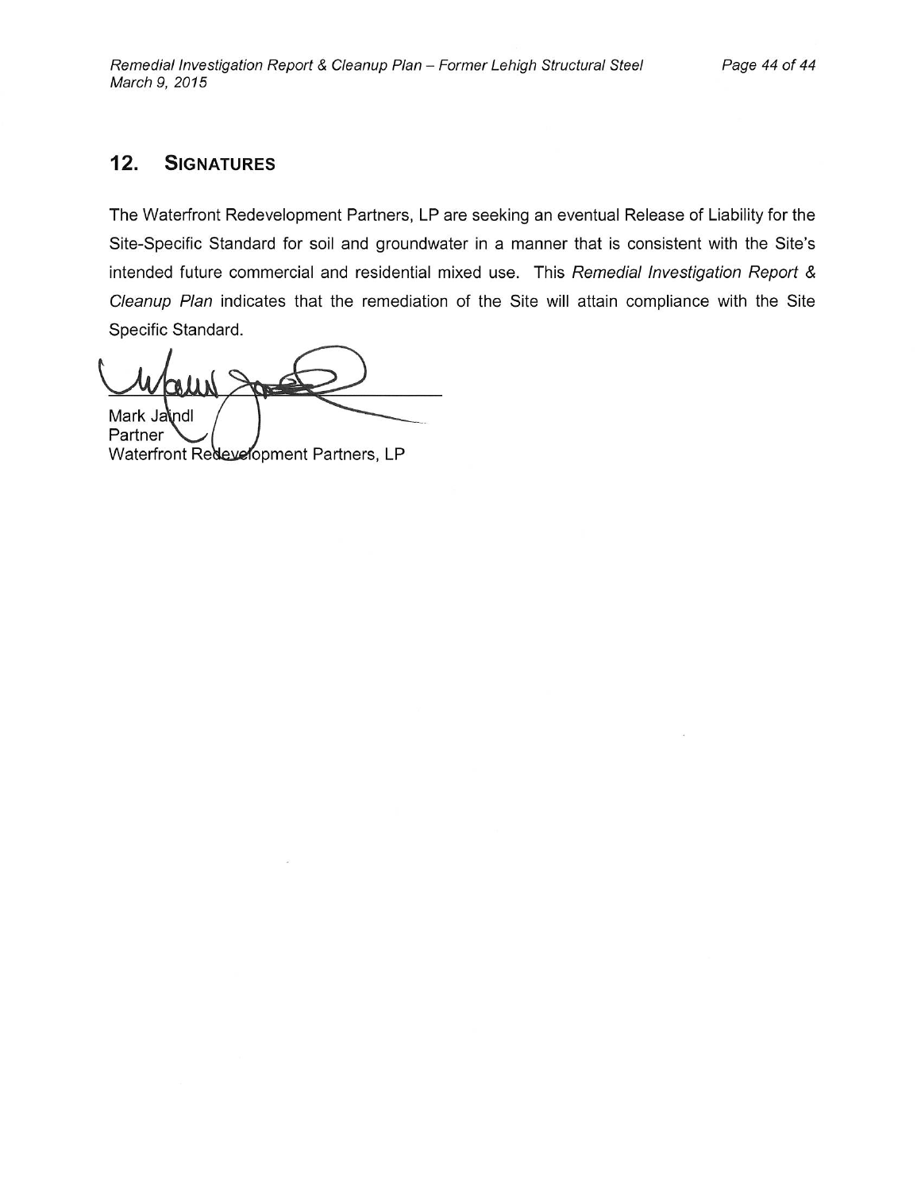## 12. SIGNATURES

The Waterfront Redevelopment Partners, LP are seeking an eventual Release of Liability for the Site-Specific Standard for soil and groundwater in a manner that is consistent with the Site's intended future commercial and residential mixed use. This *Remedial Investigation Report & Cleanup Plan* indicates that the remediation of the Site will attain compliance with the Site Specific Standard.

Mark Jandl
Partner
Waterfront Redevelopment Partners, LP